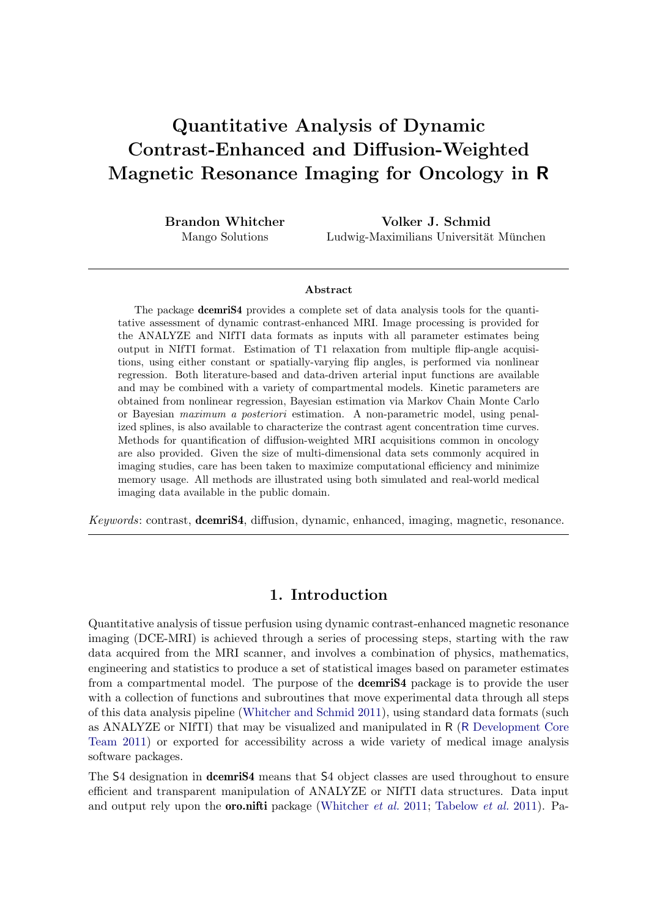# Quantitative Analysis of Dynamic Contrast-Enhanced and Diffusion-Weighted Magnetic Resonance Imaging for Oncology in R

**Brandon Whitcher**
Mango Solutions

**Volker J. Schmid**
Ludwig-Maximilians Universität München

### Abstract

The package **dcemriS4** provides a complete set of data analysis tools for the quantitative assessment of dynamic contrast-enhanced MRI. Image processing is provided for the ANALYZE and NIfTI data formats as inputs with all parameter estimates being output in NIfTI format. Estimation of T1 relaxation from multiple flip-angle acquisitions, using either constant or spatially-varying flip angles, is performed via nonlinear regression. Both literature-based and data-driven arterial input functions are available and may be combined with a variety of compartmental models. Kinetic parameters are obtained from nonlinear regression, Bayesian estimation via Markov Chain Monte Carlo or Bayesian *maximum a posteriori* estimation. A non-parametric model, using penalized splines, is also available to characterize the contrast agent concentration time curves. Methods for quantification of diffusion-weighted MRI acquisitions common in oncology are also provided. Given the size of multi-dimensional data sets commonly acquired in imaging studies, care has been taken to maximize computational efficiency and minimize memory usage. All methods are illustrated using both simulated and real-world medical imaging data available in the public domain.

*Keywords*: contrast, **dcemriS4**, diffusion, dynamic, enhanced, imaging, magnetic, resonance.

## 1. Introduction

Quantitative analysis of tissue perfusion using dynamic contrast-enhanced magnetic resonance imaging (DCE-MRI) is achieved through a series of processing steps, starting with the raw data acquired from the MRI scanner, and involves a combination of physics, mathematics, engineering and statistics to produce a set of statistical images based on parameter estimates from a compartmental model. The purpose of the **dcemriS4** package is to provide the user with a collection of functions and subroutines that move experimental data through all steps of this data analysis pipeline (Whitcher and Schmid 2011), using standard data formats (such as ANALYZE or NIfTI) that may be visualized and manipulated in R (R Development Core Team 2011) or exported for accessibility across a wide variety of medical image analysis software packages.

The S4 designation in **dcemriS4** means that S4 object classes are used throughout to ensure efficient and transparent manipulation of ANALYZE or NIfTI data structures. Data input and output rely upon the **oro.nifti** package (Whitcher *et al.* 2011; Tabelow *et al.* 2011). Pa-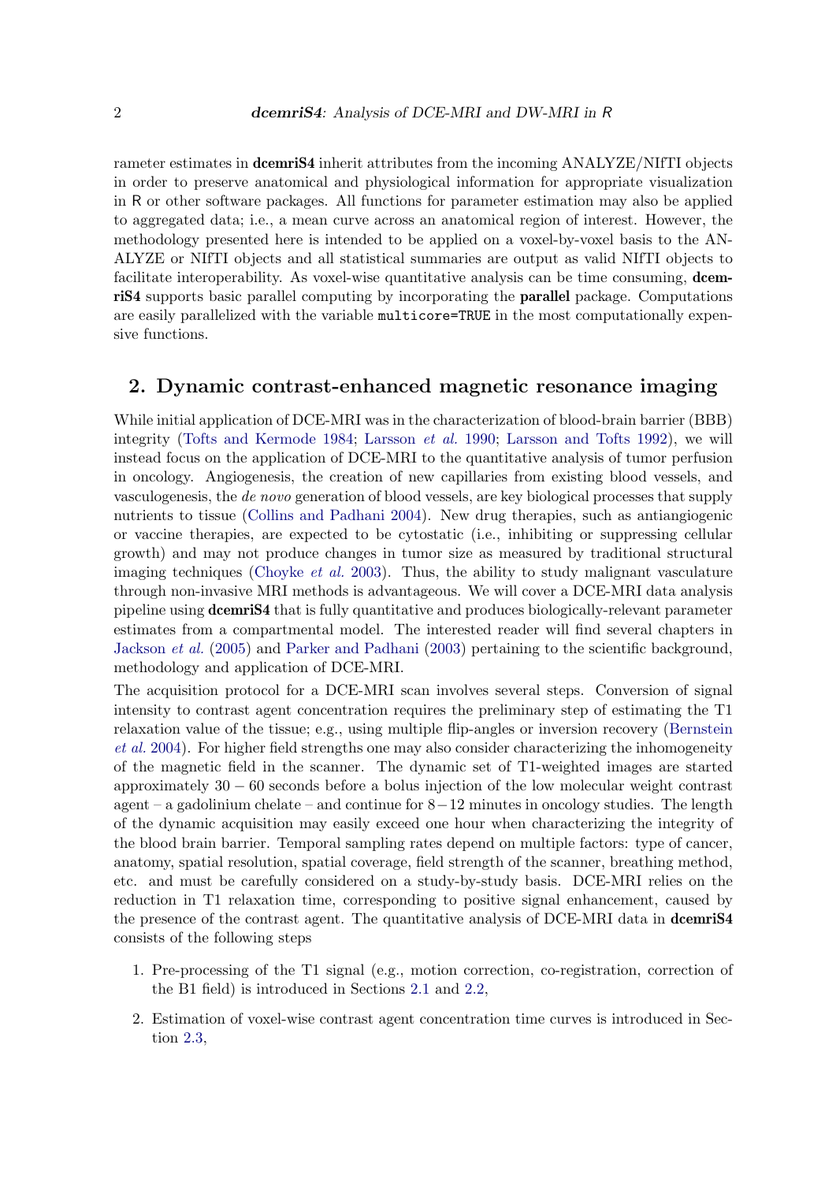rameter estimates in **dcemriS4** inherit attributes from the incoming ANALYZE/NIfTI objects in order to preserve anatomical and physiological information for appropriate visualization in R or other software packages. All functions for parameter estimation may also be applied to aggregated data; i.e., a mean curve across an anatomical region of interest. However, the methodology presented here is intended to be applied on a voxel-by-voxel basis to the ANALYZE or NIfTI objects and all statistical summaries are output as valid NIfTI objects to facilitate interoperability. As voxel-wise quantitative analysis can be time consuming, **dcemriS4** supports basic parallel computing by incorporating the **parallel** package. Computations are easily parallelized with the variable `multicore=TRUE` in the most computationally expensive functions.

## 2. Dynamic contrast-enhanced magnetic resonance imaging

While initial application of DCE-MRI was in the characterization of blood-brain barrier (BBB) integrity (Tofts and Kermode 1984; Larsson *et al.* 1990; Larsson and Tofts 1992), we will instead focus on the application of DCE-MRI to the quantitative analysis of tumor perfusion in oncology. Angiogenesis, the creation of new capillaries from existing blood vessels, and vasculogenesis, the *de novo* generation of blood vessels, are key biological processes that supply nutrients to tissue (Collins and Padhani 2004). New drug therapies, such as antiangiogenic or vaccine therapies, are expected to be cytostatic (i.e., inhibiting or suppressing cellular growth) and may not produce changes in tumor size as measured by traditional structural imaging techniques (Choyke *et al.* 2003). Thus, the ability to study malignant vasculature through non-invasive MRI methods is advantageous. We will cover a DCE-MRI data analysis pipeline using **dcemriS4** that is fully quantitative and produces biologically-relevant parameter estimates from a compartmental model. The interested reader will find several chapters in Jackson *et al.* (2005) and Parker and Padhani (2003) pertaining to the scientific background, methodology and application of DCE-MRI.

The acquisition protocol for a DCE-MRI scan involves several steps. Conversion of signal intensity to contrast agent concentration requires the preliminary step of estimating the T1 relaxation value of the tissue; e.g., using multiple flip-angles or inversion recovery (Bernstein *et al.* 2004). For higher field strengths one may also consider characterizing the inhomogeneity of the magnetic field in the scanner. The dynamic set of T1-weighted images are started approximately $30 - 60$ seconds before a bolus injection of the low molecular weight contrast agent – a gadolinium chelate – and continue for $8-12$ minutes in oncology studies. The length of the dynamic acquisition may easily exceed one hour when characterizing the integrity of the blood brain barrier. Temporal sampling rates depend on multiple factors: type of cancer, anatomy, spatial resolution, spatial coverage, field strength of the scanner, breathing method, etc. and must be carefully considered on a study-by-study basis. DCE-MRI relies on the reduction in T1 relaxation time, corresponding to positive signal enhancement, caused by the presence of the contrast agent. The quantitative analysis of DCE-MRI data in **dcemriS4** consists of the following steps

1. Pre-processing of the T1 signal (e.g., motion correction, co-registration, correction of the B1 field) is introduced in Sections 2.1 and 2.2,
2. Estimation of voxel-wise contrast agent concentration time curves is introduced in Section 2.3,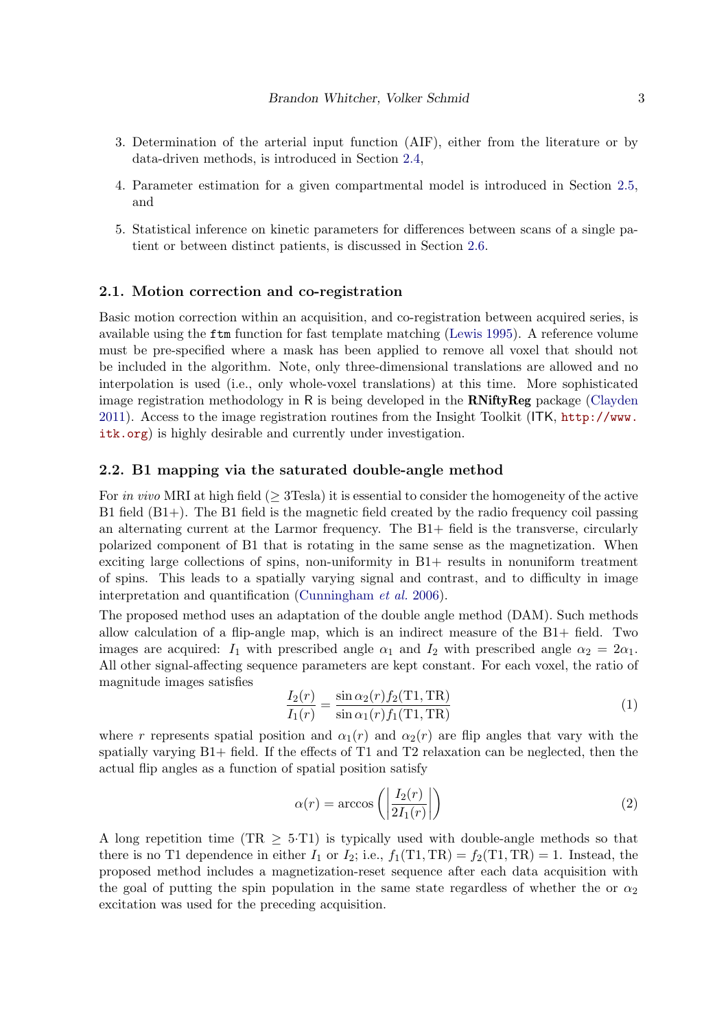3. Determination of the arterial input function (AIF), either from the literature or by data-driven methods, is introduced in Section 2.4,

4. Parameter estimation for a given compartmental model is introduced in Section 2.5, and

5. Statistical inference on kinetic parameters for differences between scans of a single patient or between distinct patients, is discussed in Section 2.6.

## 2.1. Motion correction and co-registration

Basic motion correction within an acquisition, and co-registration between acquired series, is available using the `ftm` function for fast template matching (Lewis 1995). A reference volume must be pre-specified where a mask has been applied to remove all voxel that should not be included in the algorithm. Note, only three-dimensional translations are allowed and no interpolation is used (i.e., only whole-voxel translations) at this time. More sophisticated image registration methodology in R is being developed in the **RNiftyReg** package (Clayden 2011). Access to the image registration routines from the Insight Toolkit (ITK, http://www.itk.org) is highly desirable and currently under investigation.

## 2.2. B1 mapping via the saturated double-angle method

For *in vivo* MRI at high field ($\geq$ 3Tesla) it is essential to consider the homogeneity of the active B1 field (B1+). The B1 field is the magnetic field created by the radio frequency coil passing an alternating current at the Larmor frequency. The B1+ field is the transverse, circularly polarized component of B1 that is rotating in the same sense as the magnetization. When exciting large collections of spins, non-uniformity in B1+ results in nonuniform treatment of spins. This leads to a spatially varying signal and contrast, and to difficulty in image interpretation and quantification (Cunningham *et al.* 2006).

The proposed method uses an adaptation of the double angle method (DAM). Such methods allow calculation of a flip-angle map, which is an indirect measure of the B1+ field. Two images are acquired: $I_1$ with prescribed angle $\alpha_1$ and $I_2$ with prescribed angle $\alpha_2 = 2\alpha_1$. All other signal-affecting sequence parameters are kept constant. For each voxel, the ratio of magnitude images satisfies

$$\frac{I_2(r)}{I_1(r)} = \frac{\sin \alpha_2(r) f_2(\mathrm{T1}, \mathrm{TR})}{\sin \alpha_1(r) f_1(\mathrm{T1}, \mathrm{TR})} \tag{1}$$

where $r$ represents spatial position and $\alpha_1(r)$ and $\alpha_2(r)$ are flip angles that vary with the spatially varying B1+ field. If the effects of T1 and T2 relaxation can be neglected, then the actual flip angles as a function of spatial position satisfy

$$\alpha(r) = \arccos\left(\left|\frac{I_2(r)}{2I_1(r)}\right|\right) \tag{2}$$

A long repetition time ($\mathrm{TR} \geq 5{\cdot}\mathrm{T1}$) is typically used with double-angle methods so that there is no T1 dependence in either $I_1$ or $I_2$; i.e., $f_1(\mathrm{T1}, \mathrm{TR}) = f_2(\mathrm{T1}, \mathrm{TR}) = 1$. Instead, the proposed method includes a magnetization-reset sequence after each data acquisition with the goal of putting the spin population in the same state regardless of whether the or $\alpha_2$ excitation was used for the preceding acquisition.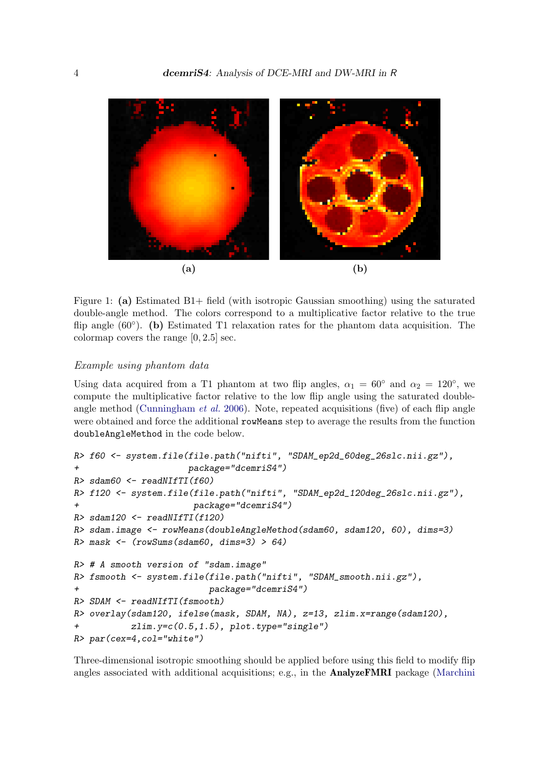(a)

(b)

Figure 1: **(a)** Estimated B1+ field (with isotropic Gaussian smoothing) using the saturated double-angle method. The colors correspond to a multiplicative factor relative to the true flip angle (60°). **(b)** Estimated T1 relaxation rates for the phantom data acquisition. The colormap covers the range $[0, 2.5]$ sec.

*Example using phantom data*

Using data acquired from a T1 phantom at two flip angles, $\alpha_1 = 60°$ and $\alpha_2 = 120°$, we compute the multiplicative factor relative to the low flip angle using the saturated double-angle method (Cunningham *et al.* 2006). Note, repeated acquisitions (five) of each flip angle were obtained and force the additional `rowMeans` step to average the results from the function `doubleAngleMethod` in the code below.

```
R> f60 <- system.file(file.path("nifti", "SDAM_ep2d_60deg_26slc.nii.gz"),
+                     package="dcemriS4")
R> sdam60 <- readNIfTI(f60)
R> f120 <- system.file(file.path("nifti", "SDAM_ep2d_120deg_26slc.nii.gz"),
+                      package="dcemriS4")
R> sdam120 <- readNIfTI(f120)
R> sdam.image <- rowMeans(doubleAngleMethod(sdam60, sdam120, 60), dims=3)
R> mask <- (rowSums(sdam60, dims=3) > 64)

R> # A smooth version of "sdam.image"
R> fsmooth <- system.file(file.path("nifti", "SDAM_smooth.nii.gz"),
+                         package="dcemriS4")
R> SDAM <- readNIfTI(fsmooth)
R> overlay(sdam120, ifelse(mask, SDAM, NA), z=13, zlim.x=range(sdam120),
+          zlim.y=c(0.5,1.5), plot.type="single")
R> par(cex=4,col="white")
```

Three-dimensional isotropic smoothing should be applied before using this field to modify flip angles associated with additional acquisitions; e.g., in the **AnalyzeFMRI** package (Marchini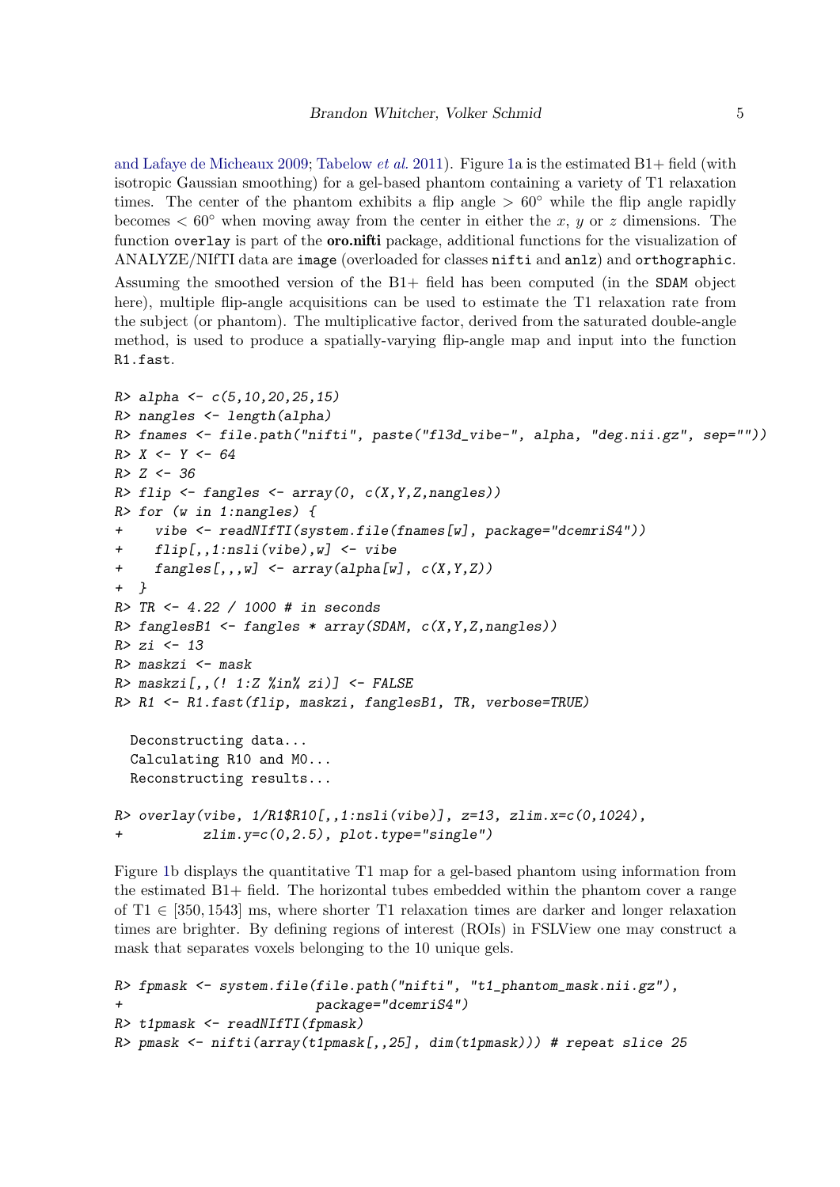and Lafaye de Micheaux 2009; Tabelow *et al.* 2011). Figure 1a is the estimated B1+ field (with isotropic Gaussian smoothing) for a gel-based phantom containing a variety of T1 relaxation times. The center of the phantom exhibits a flip angle $> 60°$ while the flip angle rapidly becomes $< 60°$ when moving away from the center in either the $x$, $y$ or $z$ dimensions. The function `overlay` is part of the **oro.nifti** package, additional functions for the visualization of ANALYZE/NIfTI data are `image` (overloaded for classes `nifti` and `anlz`) and `orthographic`.

Assuming the smoothed version of the B1+ field has been computed (in the `SDAM` object here), multiple flip-angle acquisitions can be used to estimate the T1 relaxation rate from the subject (or phantom). The multiplicative factor, derived from the saturated double-angle method, is used to produce a spatially-varying flip-angle map and input into the function `R1.fast`.

```
R> alpha <- c(5,10,20,25,15)
R> nangles <- length(alpha)
R> fnames <- file.path("nifti", paste("fl3d_vibe-", alpha, "deg.nii.gz", sep=""))
R> X <- Y <- 64
R> Z <- 36
R> flip <- fangles <- array(0, c(X,Y,Z,nangles))
R> for (w in 1:nangles) {
+    vibe <- readNIfTI(system.file(fnames[w], package="dcemriS4"))
+    flip[,,1:nsli(vibe),w] <- vibe
+    fangles[,,,w] <- array(alpha[w], c(X,Y,Z))
+  }
R> TR <- 4.22 / 1000 # in seconds
R> fanglesB1 <- fangles * array(SDAM, c(X,Y,Z,nangles))
R> zi <- 13
R> maskzi <- mask
R> maskzi[,,(! 1:Z %in% zi)] <- FALSE
R> R1 <- R1.fast(flip, maskzi, fanglesB1, TR, verbose=TRUE)

  Deconstructing data...
  Calculating R10 and M0...
  Reconstructing results...

R> overlay(vibe, 1/R1$R10[,,1:nsli(vibe)], z=13, zlim.x=c(0,1024),
+          zlim.y=c(0,2.5), plot.type="single")
```

Figure 1b displays the quantitative T1 map for a gel-based phantom using information from the estimated B1+ field. The horizontal tubes embedded within the phantom cover a range of T1 $\in [350, 1543]$ ms, where shorter T1 relaxation times are darker and longer relaxation times are brighter. By defining regions of interest (ROIs) in FSLView one may construct a mask that separates voxels belonging to the 10 unique gels.

```
R> fpmask <- system.file(file.path("nifti", "t1_phantom_mask.nii.gz"),
+                        package="dcemriS4")
R> t1pmask <- readNIfTI(fpmask)
R> pmask <- nifti(array(t1pmask[,,25], dim(t1pmask))) # repeat slice 25
```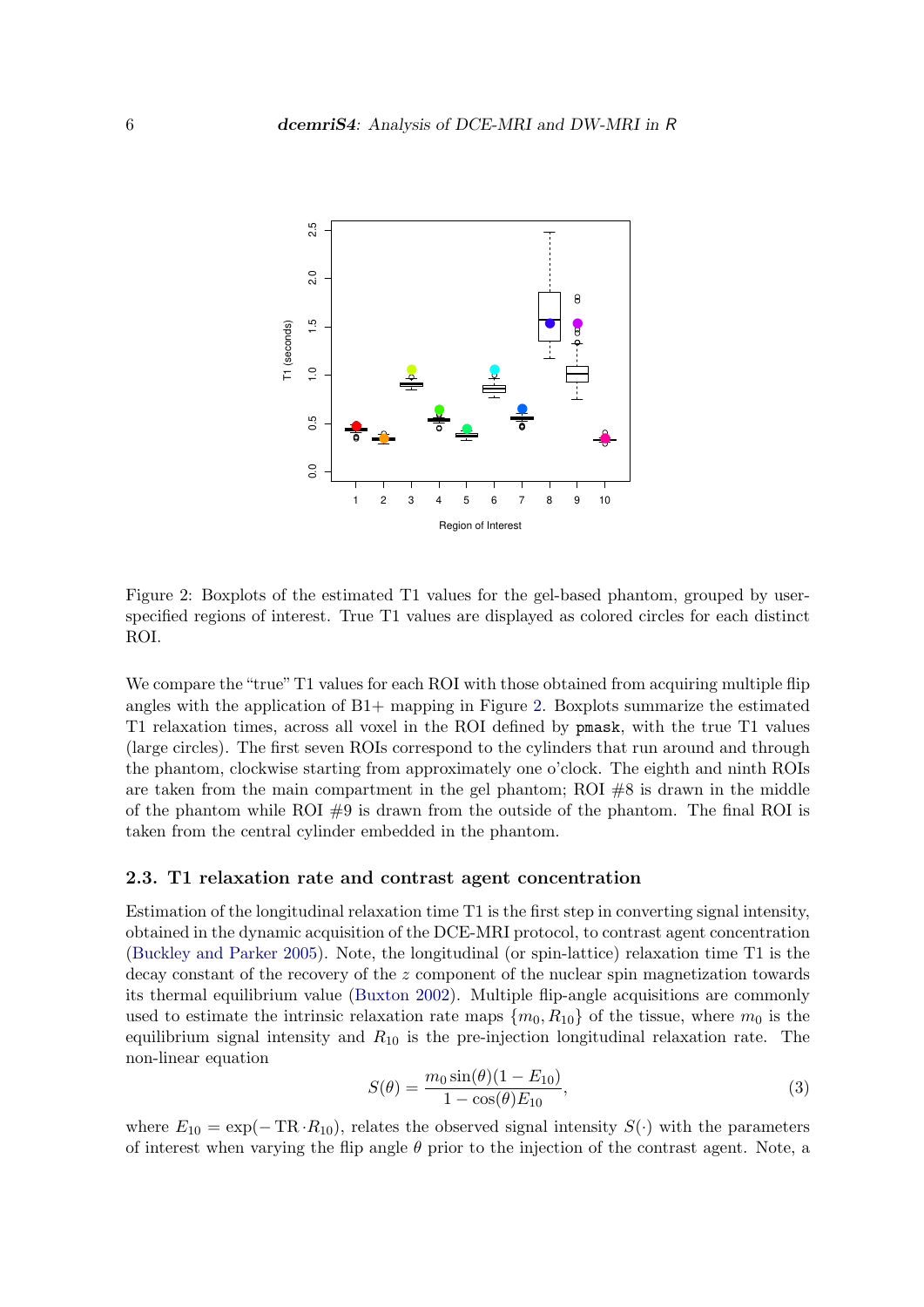Figure 2: Boxplots of the estimated T1 values for the gel-based phantom, grouped by user-specified regions of interest. True T1 values are displayed as colored circles for each distinct ROI.

We compare the "true" T1 values for each ROI with those obtained from acquiring multiple flip angles with the application of B1+ mapping in Figure 2. Boxplots summarize the estimated T1 relaxation times, across all voxel in the ROI defined by `pmask`, with the true T1 values (large circles). The first seven ROIs correspond to the cylinders that run around and through the phantom, clockwise starting from approximately one o'clock. The eighth and ninth ROIs are taken from the main compartment in the gel phantom; ROI #8 is drawn in the middle of the phantom while ROI #9 is drawn from the outside of the phantom. The final ROI is taken from the central cylinder embedded in the phantom.

### 2.3. T1 relaxation rate and contrast agent concentration

Estimation of the longitudinal relaxation time T1 is the first step in converting signal intensity, obtained in the dynamic acquisition of the DCE-MRI protocol, to contrast agent concentration (Buckley and Parker 2005). Note, the longitudinal (or spin-lattice) relaxation time T1 is the decay constant of the recovery of the $z$ component of the nuclear spin magnetization towards its thermal equilibrium value (Buxton 2002). Multiple flip-angle acquisitions are commonly used to estimate the intrinsic relaxation rate maps $\{m_0, R_{10}\}$ of the tissue, where $m_0$ is the equilibrium signal intensity and $R_{10}$ is the pre-injection longitudinal relaxation rate. The non-linear equation

$$S(\theta) = \frac{m_0 \sin(\theta)(1 - E_{10})}{1 - \cos(\theta) E_{10}}, \tag{3}$$

where $E_{10} = \exp(-\,\mathrm{TR} \cdot R_{10})$, relates the observed signal intensity $S(\cdot)$ with the parameters of interest when varying the flip angle $\theta$ prior to the injection of the contrast agent. Note, a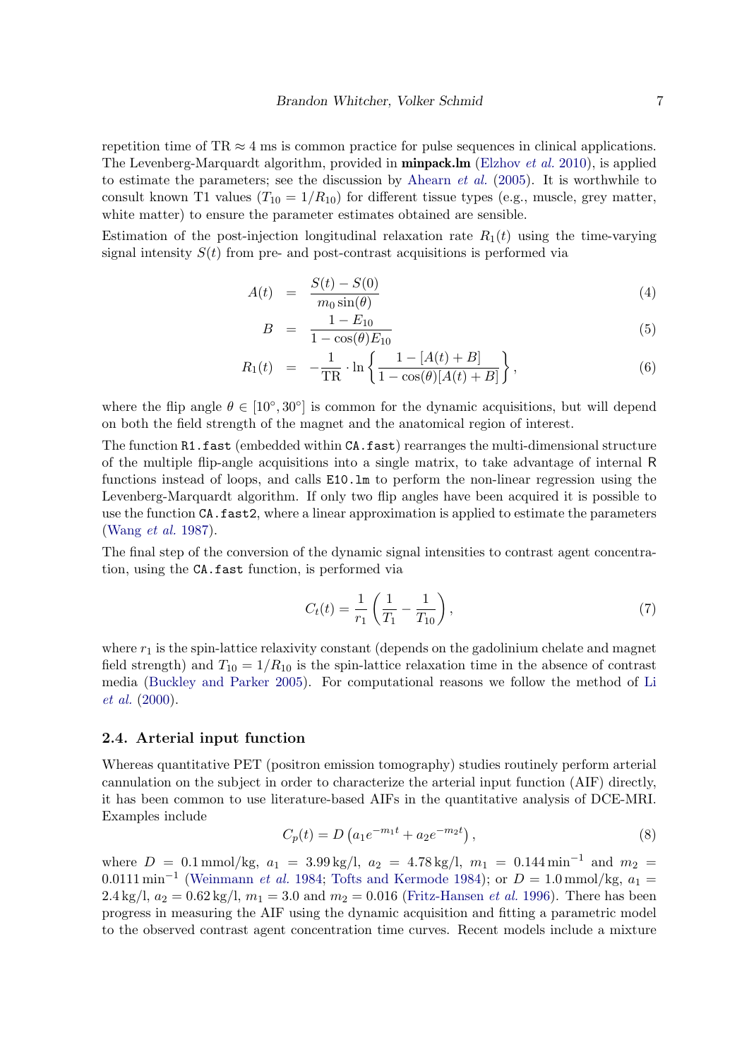repetition time of $\text{TR} \approx 4$ ms is common practice for pulse sequences in clinical applications. The Levenberg-Marquardt algorithm, provided in **minpack.lm** (Elzhov *et al.* 2010), is applied to estimate the parameters; see the discussion by Ahearn *et al.* (2005). It is worthwhile to consult known T1 values ($T_{10} = 1/R_{10}$) for different tissue types (e.g., muscle, grey matter, white matter) to ensure the parameter estimates obtained are sensible.

Estimation of the post-injection longitudinal relaxation rate $R_1(t)$ using the time-varying signal intensity $S(t)$ from pre- and post-contrast acquisitions is performed via

$$
\begin{aligned}
A(t) &= \frac{S(t) - S(0)}{m_0 \sin(\theta)} && (4) \\
B &= \frac{1 - E_{10}}{1 - \cos(\theta) E_{10}} && (5) \\
R_1(t) &= -\frac{1}{\text{TR}} \cdot \ln\left\{ \frac{1 - [A(t) + B]}{1 - \cos(\theta)[A(t) + B]} \right\}, && (6)
\end{aligned}
$$

where the flip angle $\theta \in [10^\circ, 30^\circ]$ is common for the dynamic acquisitions, but will depend on both the field strength of the magnet and the anatomical region of interest.

The function `R1.fast` (embedded within `CA.fast`) rearranges the multi-dimensional structure of the multiple flip-angle acquisitions into a single matrix, to take advantage of internal R functions instead of loops, and calls `E10.lm` to perform the non-linear regression using the Levenberg-Marquardt algorithm. If only two flip angles have been acquired it is possible to use the function `CA.fast2`, where a linear approximation is applied to estimate the parameters (Wang *et al.* 1987).

The final step of the conversion of the dynamic signal intensities to contrast agent concentration, using the `CA.fast` function, is performed via

$$
C_t(t) = \frac{1}{r_1}\left(\frac{1}{T_1} - \frac{1}{T_{10}}\right), \tag{7}
$$

where $r_1$ is the spin-lattice relaxivity constant (depends on the gadolinium chelate and magnet field strength) and $T_{10} = 1/R_{10}$ is the spin-lattice relaxation time in the absence of contrast media (Buckley and Parker 2005). For computational reasons we follow the method of Li *et al.* (2000).

### 2.4. Arterial input function

Whereas quantitative PET (positron emission tomography) studies routinely perform arterial cannulation on the subject in order to characterize the arterial input function (AIF) directly, it has been common to use literature-based AIFs in the quantitative analysis of DCE-MRI. Examples include

$$
C_p(t) = D\left(a_1 e^{-m_1 t} + a_2 e^{-m_2 t}\right), \tag{8}
$$

where $D = 0.1$ mmol/kg, $a_1 = 3.99$ kg/l, $a_2 = 4.78$ kg/l, $m_1 = 0.144\,\text{min}^{-1}$ and $m_2 = 0.0111\,\text{min}^{-1}$ (Weinmann *et al.* 1984; Tofts and Kermode 1984); or $D = 1.0$ mmol/kg, $a_1 = 2.4$ kg/l, $a_2 = 0.62$ kg/l, $m_1 = 3.0$ and $m_2 = 0.016$ (Fritz-Hansen *et al.* 1996). There has been progress in measuring the AIF using the dynamic acquisition and fitting a parametric model to the observed contrast agent concentration time curves. Recent models include a mixture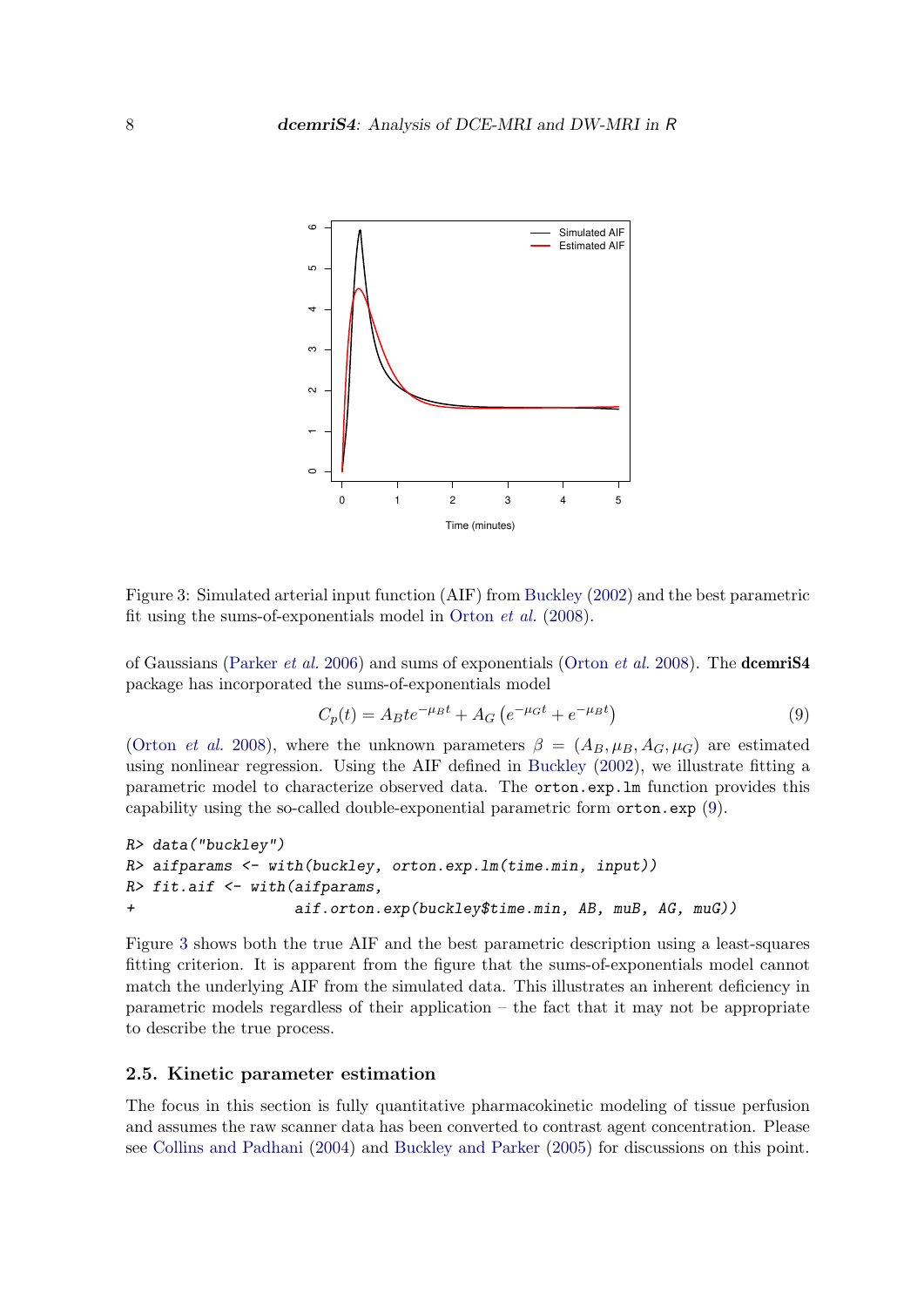Figure 3: Simulated arterial input function (AIF) from Buckley (2002) and the best parametric fit using the sums-of-exponentials model in Orton *et al.* (2008).

of Gaussians (Parker *et al.* 2006) and sums of exponentials (Orton *et al.* 2008). The **dcemriS4** package has incorporated the sums-of-exponentials model

$$C_p(t) = A_B t e^{-\mu_B t} + A_G \left( e^{-\mu_G t} + e^{-\mu_B t} \right) \tag{9}$$

(Orton *et al.* 2008), where the unknown parameters $\beta = (A_B, \mu_B, A_G, \mu_G)$ are estimated using nonlinear regression. Using the AIF defined in Buckley (2002), we illustrate fitting a parametric model to characterize observed data. The `orton.exp.lm` function provides this capability using the so-called double-exponential parametric form `orton.exp` (9).

```
R> data("buckley")
R> aifparams <- with(buckley, orton.exp.lm(time.min, input))
R> fit.aif <- with(aifparams,
+                  aif.orton.exp(buckley$time.min, AB, muB, AG, muG))
```

Figure 3 shows both the true AIF and the best parametric description using a least-squares fitting criterion. It is apparent from the figure that the sums-of-exponentials model cannot match the underlying AIF from the simulated data. This illustrates an inherent deficiency in parametric models regardless of their application – the fact that it may not be appropriate to describe the true process.

### 2.5. Kinetic parameter estimation

The focus in this section is fully quantitative pharmacokinetic modeling of tissue perfusion and assumes the raw scanner data has been converted to contrast agent concentration. Please see Collins and Padhani (2004) and Buckley and Parker (2005) for discussions on this point.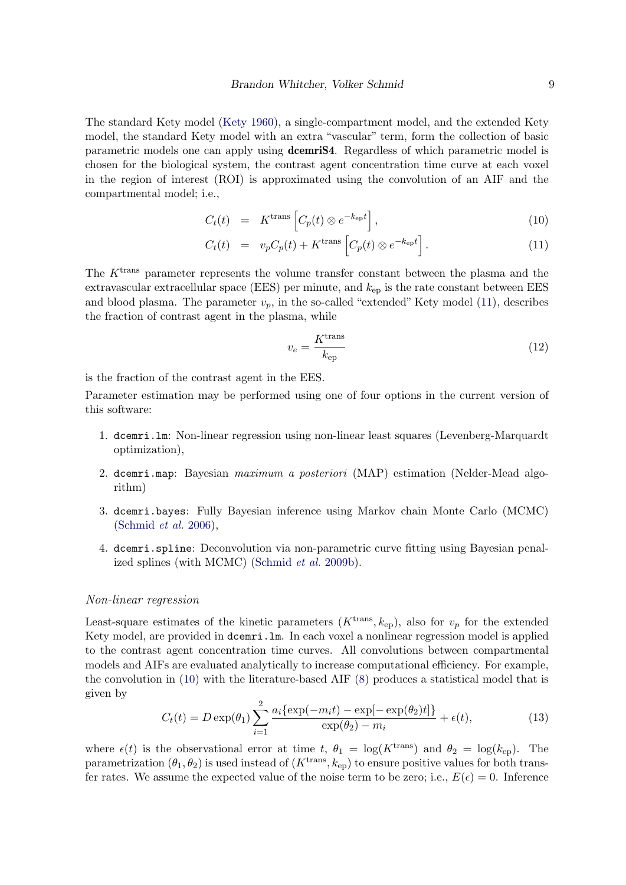The standard Kety model (Kety 1960), a single-compartment model, and the extended Kety model, the standard Kety model with an extra "vascular" term, form the collection of basic parametric models one can apply using **dcemriS4**. Regardless of which parametric model is chosen for the biological system, the contrast agent concentration time curve at each voxel in the region of interest (ROI) is approximated using the convolution of an AIF and the compartmental model; i.e.,

$$C_t(t) = K^{\text{trans}}\left[C_p(t) \otimes e^{-k_{\text{ep}}t}\right], \tag{10}$$

$$C_t(t) = v_p C_p(t) + K^{\text{trans}}\left[C_p(t) \otimes e^{-k_{\text{ep}}t}\right]. \tag{11}$$

The $K^{\text{trans}}$ parameter represents the volume transfer constant between the plasma and the extravascular extracellular space (EES) per minute, and $k_{\text{ep}}$ is the rate constant between EES and blood plasma. The parameter $v_p$, in the so-called "extended" Kety model (11), describes the fraction of contrast agent in the plasma, while

$$v_e = \frac{K^{\text{trans}}}{k_{\text{ep}}} \tag{12}$$

is the fraction of the contrast agent in the EES.

Parameter estimation may be performed using one of four options in the current version of this software:

1. `dcemri.lm`: Non-linear regression using non-linear least squares (Levenberg-Marquardt optimization),
2. `dcemri.map`: Bayesian *maximum a posteriori* (MAP) estimation (Nelder-Mead algorithm)
3. `dcemri.bayes`: Fully Bayesian inference using Markov chain Monte Carlo (MCMC) (Schmid *et al.* 2006),
4. `dcemri.spline`: Deconvolution via non-parametric curve fitting using Bayesian penalized splines (with MCMC) (Schmid *et al.* 2009b).

*Non-linear regression*

Least-square estimates of the kinetic parameters $(K^{\text{trans}}, k_{\text{ep}})$, also for $v_p$ for the extended Kety model, are provided in `dcemri.lm`. In each voxel a nonlinear regression model is applied to the contrast agent concentration time curves. All convolutions between compartmental models and AIFs are evaluated analytically to increase computational efficiency. For example, the convolution in (10) with the literature-based AIF (8) produces a statistical model that is given by

$$C_t(t) = D\exp(\theta_1)\sum_{i=1}^{2}\frac{a_i\{\exp(-m_i t) - \exp[-\exp(\theta_2)t]\}}{\exp(\theta_2) - m_i} + \epsilon(t), \tag{13}$$

where $\epsilon(t)$ is the observational error at time $t$, $\theta_1 = \log(K^{\text{trans}})$ and $\theta_2 = \log(k_{\text{ep}})$. The parametrization $(\theta_1, \theta_2)$ is used instead of $(K^{\text{trans}}, k_{\text{ep}})$ to ensure positive values for both transfer rates. We assume the expected value of the noise term to be zero; i.e., $E(\epsilon) = 0$. Inference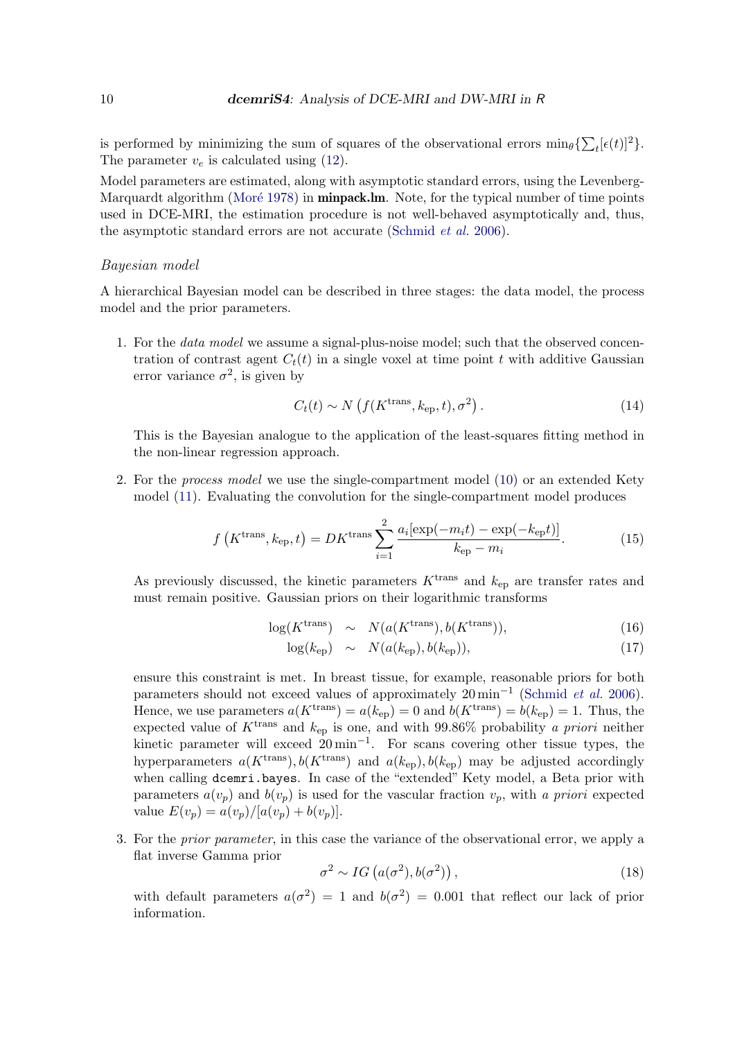is performed by minimizing the sum of squares of the observational errors $\min_\theta\{\sum_t [\epsilon(t)]^2\}$. The parameter $v_e$ is calculated using (12).

Model parameters are estimated, along with asymptotic standard errors, using the Levenberg-Marquardt algorithm (Moré 1978) in **minpack.lm**. Note, for the typical number of time points used in DCE-MRI, the estimation procedure is not well-behaved asymptotically and, thus, the asymptotic standard errors are not accurate (Schmid *et al.* 2006).

*Bayesian model*

A hierarchical Bayesian model can be described in three stages: the data model, the process model and the prior parameters.

1. For the *data model* we assume a signal-plus-noise model; such that the observed concentration of contrast agent $C_t(t)$ in a single voxel at time point $t$ with additive Gaussian error variance $\sigma^2$, is given by

$$C_t(t) \sim N\left(f(K^{\text{trans}}, k_{\text{ep}}, t), \sigma^2\right). \tag{14}$$

   This is the Bayesian analogue to the application of the least-squares fitting method in the non-linear regression approach.

2. For the *process model* we use the single-compartment model (10) or an extended Kety model (11). Evaluating the convolution for the single-compartment model produces

$$f\left(K^{\text{trans}}, k_{\text{ep}}, t\right) = DK^{\text{trans}} \sum_{i=1}^{2} \frac{a_i[\exp(-m_i t) - \exp(-k_{\text{ep}} t)]}{k_{\text{ep}} - m_i}. \tag{15}$$

   As previously discussed, the kinetic parameters $K^{\text{trans}}$ and $k_{\text{ep}}$ are transfer rates and must remain positive. Gaussian priors on their logarithmic transforms

$$\log(K^{\text{trans}}) \sim N(a(K^{\text{trans}}), b(K^{\text{trans}})), \tag{16}$$

$$\log(k_{\text{ep}}) \sim N(a(k_{\text{ep}}), b(k_{\text{ep}})), \tag{17}$$

   ensure this constraint is met. In breast tissue, for example, reasonable priors for both parameters should not exceed values of approximately $20\,\text{min}^{-1}$ (Schmid *et al.* 2006). Hence, we use parameters $a(K^{\text{trans}}) = a(k_{\text{ep}}) = 0$ and $b(K^{\text{trans}}) = b(k_{\text{ep}}) = 1$. Thus, the expected value of $K^{\text{trans}}$ and $k_{\text{ep}}$ is one, and with 99.86% probability *a priori* neither kinetic parameter will exceed $20\,\text{min}^{-1}$. For scans covering other tissue types, the hyperparameters $a(K^{\text{trans}}), b(K^{\text{trans}})$ and $a(k_{\text{ep}}), b(k_{\text{ep}})$ may be adjusted accordingly when calling `dcemri.bayes`. In case of the "extended" Kety model, a Beta prior with parameters $a(v_p)$ and $b(v_p)$ is used for the vascular fraction $v_p$, with *a priori* expected value $E(v_p) = a(v_p)/[a(v_p) + b(v_p)]$.

3. For the *prior parameter*, in this case the variance of the observational error, we apply a flat inverse Gamma prior

$$\sigma^2 \sim IG\left(a(\sigma^2), b(\sigma^2)\right), \tag{18}$$

   with default parameters $a(\sigma^2) = 1$ and $b(\sigma^2) = 0.001$ that reflect our lack of prior information.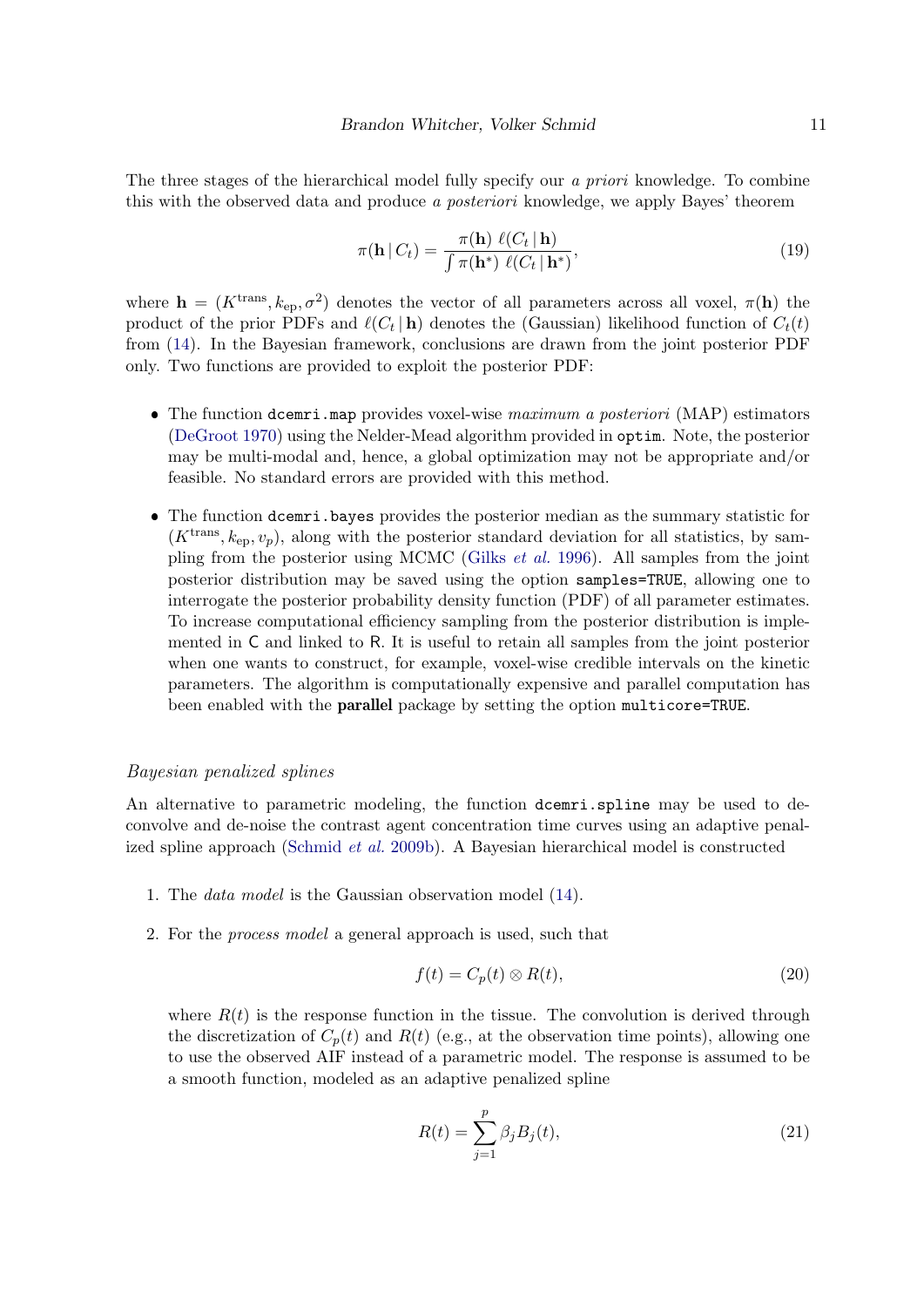The three stages of the hierarchical model fully specify our *a priori* knowledge. To combine this with the observed data and produce *a posteriori* knowledge, we apply Bayes' theorem

$$\pi(\mathbf{h} \,|\, C_t) = \frac{\pi(\mathbf{h})\ \ell(C_t \,|\, \mathbf{h})}{\int \pi(\mathbf{h}^*)\ \ell(C_t \,|\, \mathbf{h}^*)}, \tag{19}$$

where $\mathbf{h} = (K^{\text{trans}}, k_{\text{ep}}, \sigma^2)$ denotes the vector of all parameters across all voxel, $\pi(\mathbf{h})$ the product of the prior PDFs and $\ell(C_t \,|\, \mathbf{h})$ denotes the (Gaussian) likelihood function of $C_t(t)$ from (14). In the Bayesian framework, conclusions are drawn from the joint posterior PDF only. Two functions are provided to exploit the posterior PDF:

- The function `dcemri.map` provides voxel-wise *maximum a posteriori* (MAP) estimators (DeGroot 1970) using the Nelder-Mead algorithm provided in `optim`. Note, the posterior may be multi-modal and, hence, a global optimization may not be appropriate and/or feasible. No standard errors are provided with this method.

- The function `dcemri.bayes` provides the posterior median as the summary statistic for $(K^{\text{trans}}, k_{\text{ep}}, v_p)$, along with the posterior standard deviation for all statistics, by sampling from the posterior using MCMC (Gilks *et al.* 1996). All samples from the joint posterior distribution may be saved using the option `samples=TRUE`, allowing one to interrogate the posterior probability density function (PDF) of all parameter estimates. To increase computational efficiency sampling from the posterior distribution is implemented in C and linked to R. It is useful to retain all samples from the joint posterior when one wants to construct, for example, voxel-wise credible intervals on the kinetic parameters. The algorithm is computationally expensive and parallel computation has been enabled with the **parallel** package by setting the option `multicore=TRUE`.

*Bayesian penalized splines*

An alternative to parametric modeling, the function `dcemri.spline` may be used to deconvolve and de-noise the contrast agent concentration time curves using an adaptive penalized spline approach (Schmid *et al.* 2009b). A Bayesian hierarchical model is constructed

1. The *data model* is the Gaussian observation model (14).

2. For the *process model* a general approach is used, such that

$$f(t) = C_p(t) \otimes R(t), \tag{20}$$

where $R(t)$ is the response function in the tissue. The convolution is derived through the discretization of $C_p(t)$ and $R(t)$ (e.g., at the observation time points), allowing one to use the observed AIF instead of a parametric model. The response is assumed to be a smooth function, modeled as an adaptive penalized spline

$$R(t) = \sum_{j=1}^{p} \beta_j B_j(t), \tag{21}$$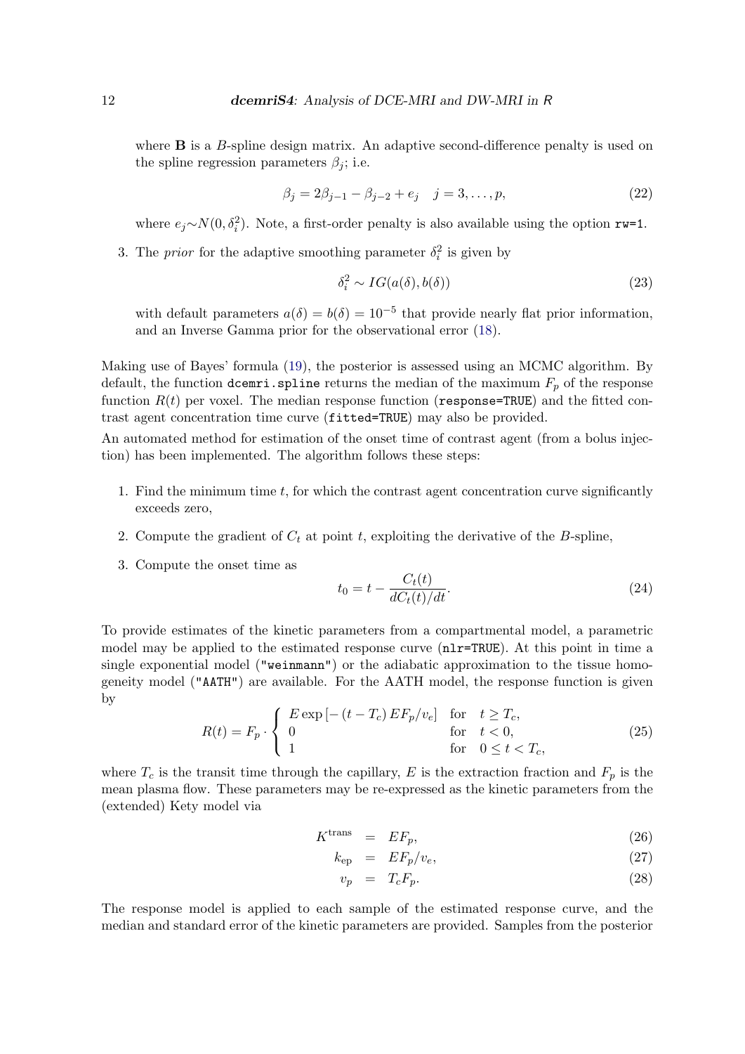where $\mathbf{B}$ is a $B$-spline design matrix. An adaptive second-difference penalty is used on the spline regression parameters $\beta_j$; i.e.

$$\beta_j = 2\beta_{j-1} - \beta_{j-2} + e_j \quad j = 3, \ldots, p, \tag{22}$$

where $e_j \sim N(0, \delta_i^2)$. Note, a first-order penalty is also available using the option `rw=1`.

3. The *prior* for the adaptive smoothing parameter $\delta_i^2$ is given by

$$\delta_i^2 \sim IG(a(\delta), b(\delta)) \tag{23}$$

with default parameters $a(\delta) = b(\delta) = 10^{-5}$ that provide nearly flat prior information, and an Inverse Gamma prior for the observational error (18).

Making use of Bayes' formula (19), the posterior is assessed using an MCMC algorithm. By default, the function `dcemri.spline` returns the median of the maximum $F_p$ of the response function $R(t)$ per voxel. The median response function (`response=TRUE`) and the fitted contrast agent concentration time curve (`fitted=TRUE`) may also be provided.

An automated method for estimation of the onset time of contrast agent (from a bolus injection) has been implemented. The algorithm follows these steps:

1. Find the minimum time $t$, for which the contrast agent concentration curve significantly exceeds zero,
2. Compute the gradient of $C_t$ at point $t$, exploiting the derivative of the $B$-spline,
3. Compute the onset time as

$$t_0 = t - \frac{C_t(t)}{dC_t(t)/dt}. \tag{24}$$

To provide estimates of the kinetic parameters from a compartmental model, a parametric model may be applied to the estimated response curve (`nlr=TRUE`). At this point in time a single exponential model (`"weinmann"`) or the adiabatic approximation to the tissue homogeneity model (`"AATH"`) are available. For the AATH model, the response function is given by

$$R(t) = F_p \cdot \begin{cases} E \exp\left[-\left(t - T_c\right) E F_p / v_e\right] & \text{for} \quad t \geq T_c, \\ 0 & \text{for} \quad t < 0, \\ 1 & \text{for} \quad 0 \leq t < T_c, \end{cases} \tag{25}$$

where $T_c$ is the transit time through the capillary, $E$ is the extraction fraction and $F_p$ is the mean plasma flow. These parameters may be re-expressed as the kinetic parameters from the (extended) Kety model via

$$K^{\text{trans}} = EF_p, \tag{26}$$

$$k_{\text{ep}} = EF_p/v_e, \tag{27}$$

$$v_p = T_c F_p. \tag{28}$$

The response model is applied to each sample of the estimated response curve, and the median and standard error of the kinetic parameters are provided. Samples from the posterior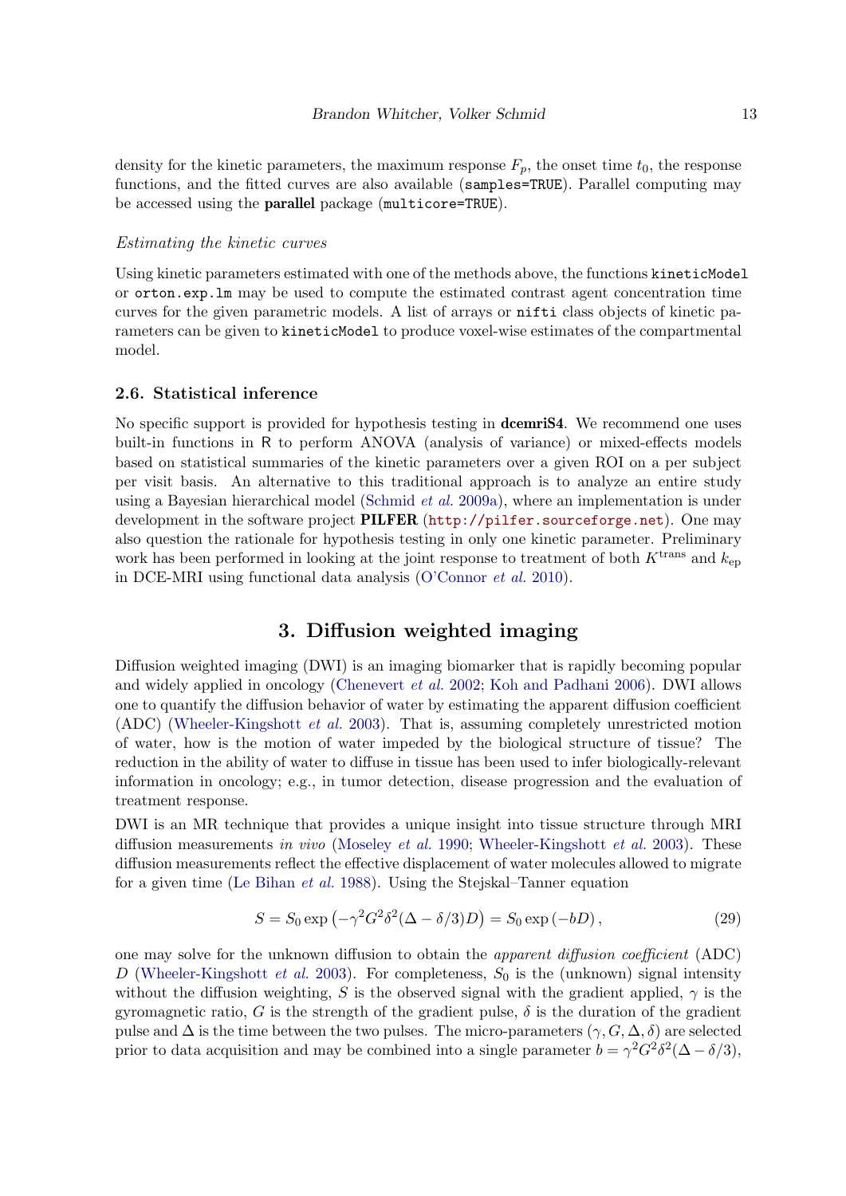density for the kinetic parameters, the maximum response $F_p$, the onset time $t_0$, the response functions, and the fitted curves are also available (`samples=TRUE`). Parallel computing may be accessed using the **parallel** package (`multicore=TRUE`).

*Estimating the kinetic curves*

Using kinetic parameters estimated with one of the methods above, the functions `kineticModel` or `orton.exp.lm` may be used to compute the estimated contrast agent concentration time curves for the given parametric models. A list of arrays or `nifti` class objects of kinetic parameters can be given to `kineticModel` to produce voxel-wise estimates of the compartmental model.

### 2.6. Statistical inference

No specific support is provided for hypothesis testing in **dcemriS4**. We recommend one uses built-in functions in R to perform ANOVA (analysis of variance) or mixed-effects models based on statistical summaries of the kinetic parameters over a given ROI on a per subject per visit basis. An alternative to this traditional approach is to analyze an entire study using a Bayesian hierarchical model (Schmid *et al.* 2009a), where an implementation is under development in the software project **PILFER** (http://pilfer.sourceforge.net). One may also question the rationale for hypothesis testing in only one kinetic parameter. Preliminary work has been performed in looking at the joint response to treatment of both $K^{\text{trans}}$ and $k_{\text{ep}}$ in DCE-MRI using functional data analysis (O'Connor *et al.* 2010).

## 3. Diffusion weighted imaging

Diffusion weighted imaging (DWI) is an imaging biomarker that is rapidly becoming popular and widely applied in oncology (Chenevert *et al.* 2002; Koh and Padhani 2006). DWI allows one to quantify the diffusion behavior of water by estimating the apparent diffusion coefficient (ADC) (Wheeler-Kingshott *et al.* 2003). That is, assuming completely unrestricted motion of water, how is the motion of water impeded by the biological structure of tissue? The reduction in the ability of water to diffuse in tissue has been used to infer biologically-relevant information in oncology; e.g., in tumor detection, disease progression and the evaluation of treatment response.

DWI is an MR technique that provides a unique insight into tissue structure through MRI diffusion measurements *in vivo* (Moseley *et al.* 1990; Wheeler-Kingshott *et al.* 2003). These diffusion measurements reflect the effective displacement of water molecules allowed to migrate for a given time (Le Bihan *et al.* 1988). Using the Stejskal–Tanner equation

$$S = S_0 \exp\left(-\gamma^2 G^2 \delta^2 (\Delta - \delta/3) D\right) = S_0 \exp\left(-bD\right), \tag{29}$$

one may solve for the unknown diffusion to obtain the *apparent diffusion coefficient* (ADC) $D$ (Wheeler-Kingshott *et al.* 2003). For completeness, $S_0$ is the (unknown) signal intensity without the diffusion weighting, $S$ is the observed signal with the gradient applied, $\gamma$ is the gyromagnetic ratio, $G$ is the strength of the gradient pulse, $\delta$ is the duration of the gradient pulse and $\Delta$ is the time between the two pulses. The micro-parameters $(\gamma, G, \Delta, \delta)$ are selected prior to data acquisition and may be combined into a single parameter $b = \gamma^2 G^2 \delta^2 (\Delta - \delta/3)$,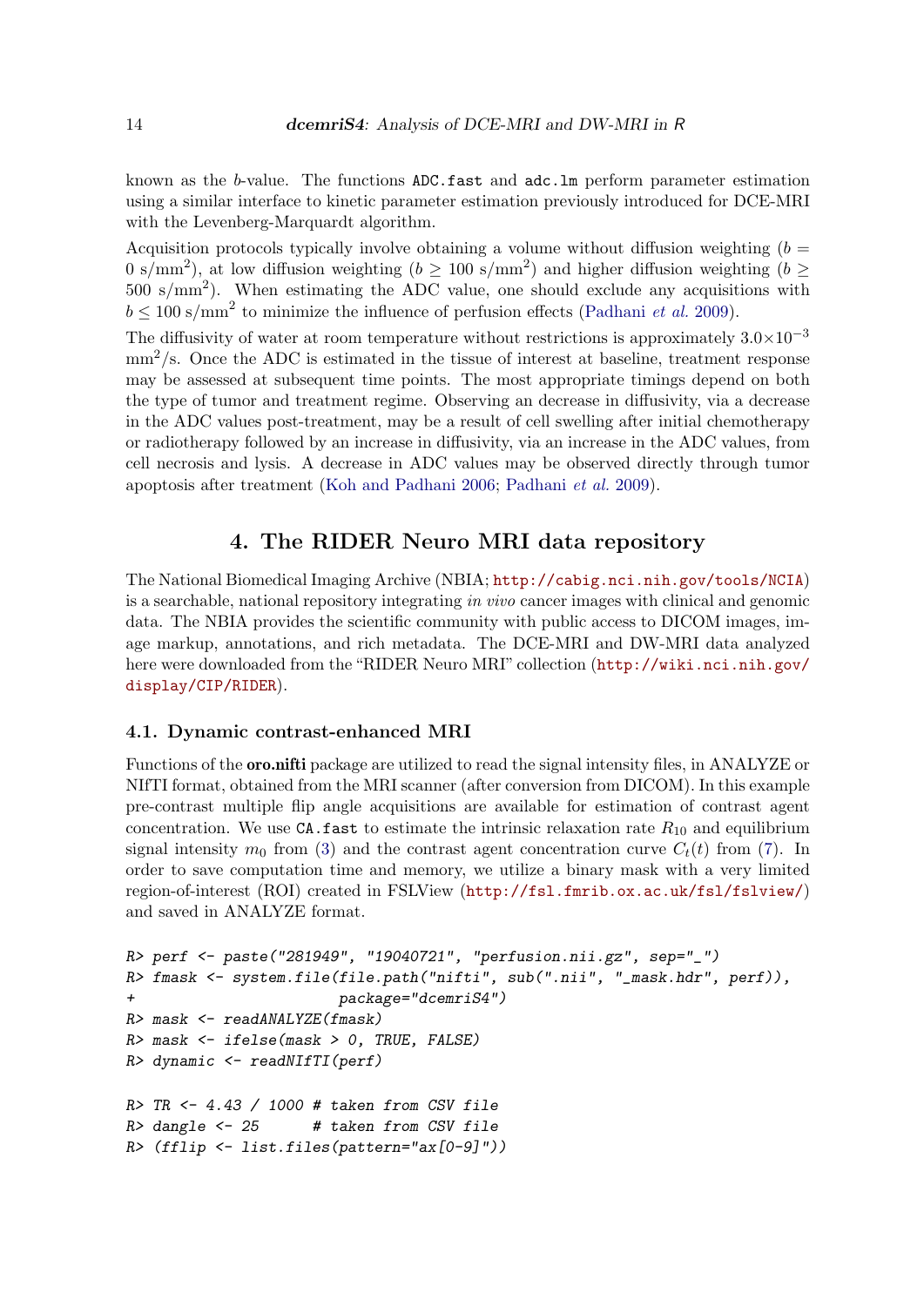known as the $b$-value. The functions ADC.fast and adc.lm perform parameter estimation using a similar interface to kinetic parameter estimation previously introduced for DCE-MRI with the Levenberg-Marquardt algorithm.

Acquisition protocols typically involve obtaining a volume without diffusion weighting ($b = 0$ s/mm$^2$), at low diffusion weighting ($b \geq 100$ s/mm$^2$) and higher diffusion weighting ($b \geq 500$ s/mm$^2$). When estimating the ADC value, one should exclude any acquisitions with $b \leq 100$ s/mm$^2$ to minimize the influence of perfusion effects (Padhani *et al.* 2009).

The diffusivity of water at room temperature without restrictions is approximately $3.0 \times 10^{-3}$ mm$^2$/s. Once the ADC is estimated in the tissue of interest at baseline, treatment response may be assessed at subsequent time points. The most appropriate timings depend on both the type of tumor and treatment regime. Observing an decrease in diffusivity, via a decrease in the ADC values post-treatment, may be a result of cell swelling after initial chemotherapy or radiotherapy followed by an increase in diffusivity, via an increase in the ADC values, from cell necrosis and lysis. A decrease in ADC values may be observed directly through tumor apoptosis after treatment (Koh and Padhani 2006; Padhani *et al.* 2009).

# 4. The RIDER Neuro MRI data repository

The National Biomedical Imaging Archive (NBIA; http://cabig.nci.nih.gov/tools/NCIA) is a searchable, national repository integrating *in vivo* cancer images with clinical and genomic data. The NBIA provides the scientific community with public access to DICOM images, image markup, annotations, and rich metadata. The DCE-MRI and DW-MRI data analyzed here were downloaded from the "RIDER Neuro MRI" collection (http://wiki.nci.nih.gov/display/CIP/RIDER).

## 4.1. Dynamic contrast-enhanced MRI

Functions of the **oro.nifti** package are utilized to read the signal intensity files, in ANALYZE or NIfTI format, obtained from the MRI scanner (after conversion from DICOM). In this example pre-contrast multiple flip angle acquisitions are available for estimation of contrast agent concentration. We use CA.fast to estimate the intrinsic relaxation rate $R_{10}$ and equilibrium signal intensity $m_0$ from (3) and the contrast agent concentration curve $C_t(t)$ from (7). In order to save computation time and memory, we utilize a binary mask with a very limited region-of-interest (ROI) created in FSLView (http://fsl.fmrib.ox.ac.uk/fsl/fslview/) and saved in ANALYZE format.

```
R> perf <- paste("281949", "19040721", "perfusion.nii.gz", sep="_")
R> fmask <- system.file(file.path("nifti", sub(".nii", "_mask.hdr", perf)),
+                       package="dcemriS4")
R> mask <- readANALYZE(fmask)
R> mask <- ifelse(mask > 0, TRUE, FALSE)
R> dynamic <- readNIfTI(perf)

R> TR <- 4.43 / 1000 # taken from CSV file
R> dangle <- 25      # taken from CSV file
R> (fflip <- list.files(pattern="ax[0-9]"))
```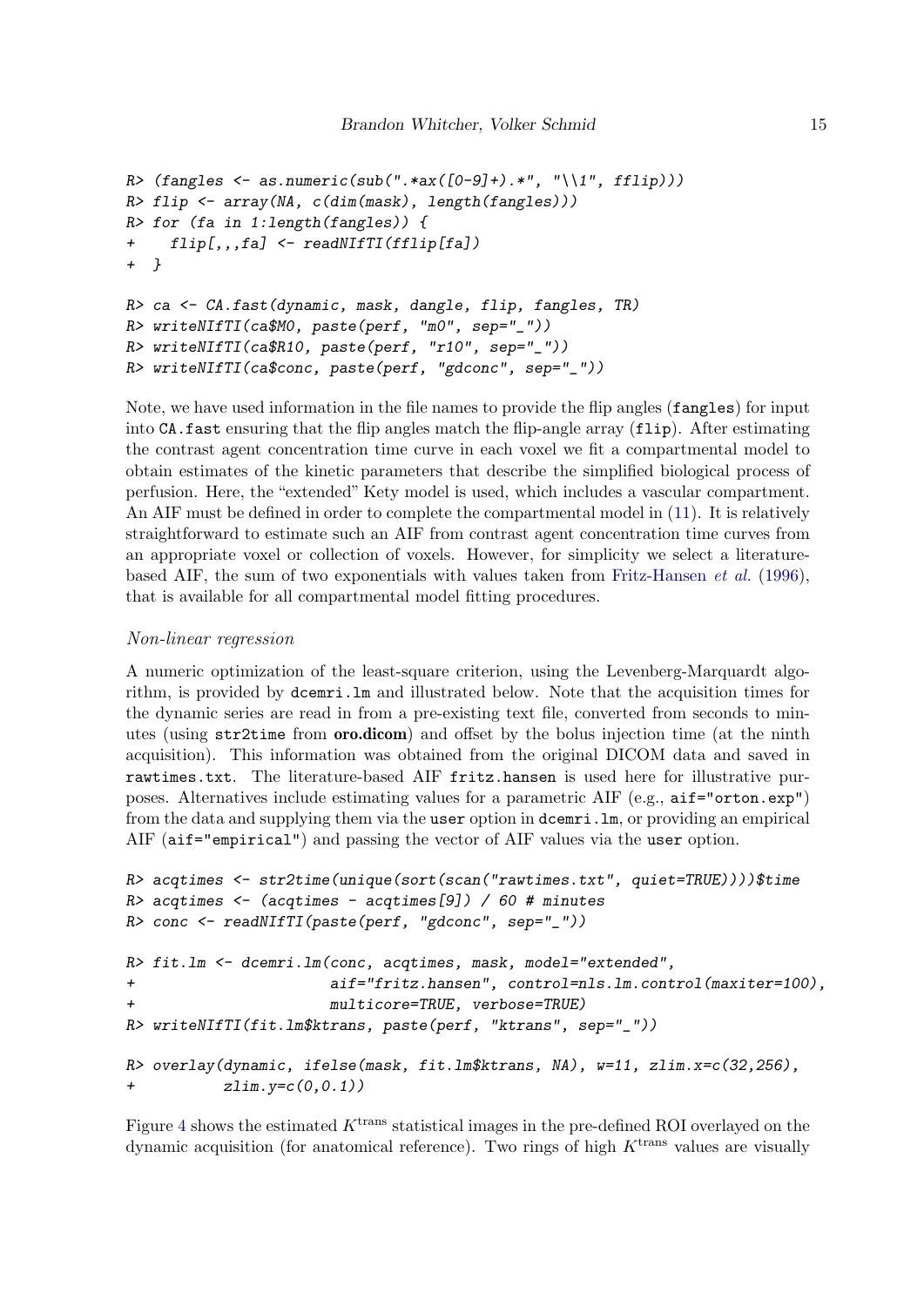```
R> (fangles <- as.numeric(sub(".*ax([0-9]+).*", "\\1", fflip)))
R> flip <- array(NA, c(dim(mask), length(fangles)))
R> for (fa in 1:length(fangles)) {
+    flip[,,,fa] <- readNIfTI(fflip[fa])
+ }

R> ca <- CA.fast(dynamic, mask, dangle, flip, fangles, TR)
R> writeNIfTI(ca$M0, paste(perf, "m0", sep="_"))
R> writeNIfTI(ca$R10, paste(perf, "r10", sep="_"))
R> writeNIfTI(ca$conc, paste(perf, "gdconc", sep="_"))
```

Note, we have used information in the file names to provide the flip angles (`fangles`) for input into `CA.fast` ensuring that the flip angles match the flip-angle array (`flip`). After estimating the contrast agent concentration time curve in each voxel we fit a compartmental model to obtain estimates of the kinetic parameters that describe the simplified biological process of perfusion. Here, the "extended" Kety model is used, which includes a vascular compartment. An AIF must be defined in order to complete the compartmental model in (11). It is relatively straightforward to estimate such an AIF from contrast agent concentration time curves from an appropriate voxel or collection of voxels. However, for simplicity we select a literature-based AIF, the sum of two exponentials with values taken from Fritz-Hansen *et al.* (1996), that is available for all compartmental model fitting procedures.

*Non-linear regression*

A numeric optimization of the least-square criterion, using the Levenberg-Marquardt algorithm, is provided by `dcemri.lm` and illustrated below. Note that the acquisition times for the dynamic series are read in from a pre-existing text file, converted from seconds to minutes (using `str2time` from **oro.dicom**) and offset by the bolus injection time (at the ninth acquisition). This information was obtained from the original DICOM data and saved in `rawtimes.txt`. The literature-based AIF `fritz.hansen` is used here for illustrative purposes. Alternatives include estimating values for a parametric AIF (e.g., `aif="orton.exp"`) from the data and supplying them via the `user` option in `dcemri.lm`, or providing an empirical AIF (`aif="empirical"`) and passing the vector of AIF values via the `user` option.

```
R> acqtimes <- str2time(unique(sort(scan("rawtimes.txt", quiet=TRUE))))$time
R> acqtimes <- (acqtimes - acqtimes[9]) / 60 # minutes
R> conc <- readNIfTI(paste(perf, "gdconc", sep="_"))

R> fit.lm <- dcemri.lm(conc, acqtimes, mask, model="extended",
+                      aif="fritz.hansen", control=nls.lm.control(maxiter=100),
+                      multicore=TRUE, verbose=TRUE)
R> writeNIfTI(fit.lm$ktrans, paste(perf, "ktrans", sep="_"))

R> overlay(dynamic, ifelse(mask, fit.lm$ktrans, NA), w=11, zlim.x=c(32,256),
+          zlim.y=c(0,0.1))
```

Figure 4 shows the estimated $K^{\text{trans}}$ statistical images in the pre-defined ROI overlayed on the dynamic acquisition (for anatomical reference). Two rings of high $K^{\text{trans}}$ values are visually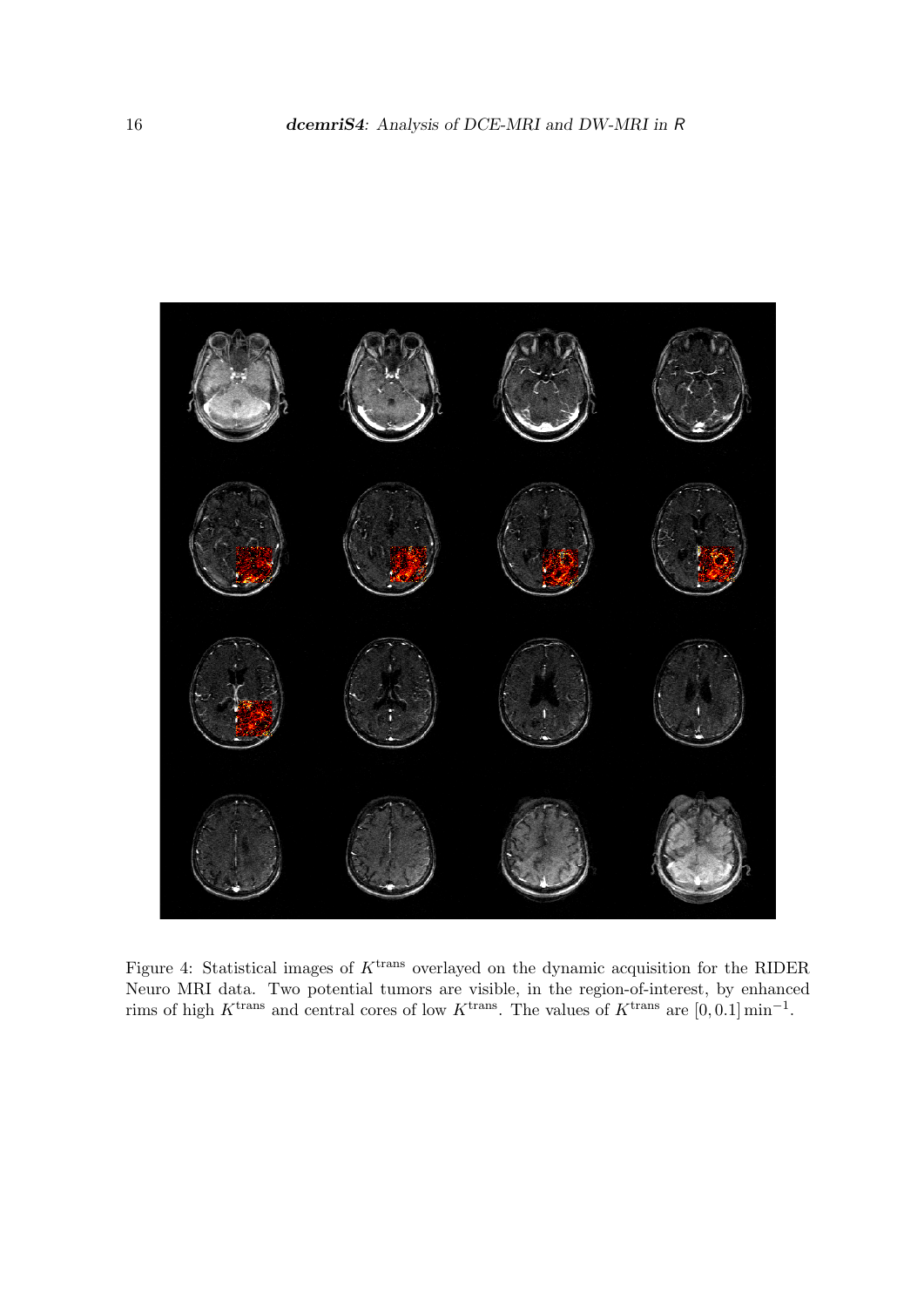Figure 4: Statistical images of $K^{\text{trans}}$ overlayed on the dynamic acquisition for the RIDER Neuro MRI data. Two potential tumors are visible, in the region-of-interest, by enhanced rims of high $K^{\text{trans}}$ and central cores of low $K^{\text{trans}}$. The values of $K^{\text{trans}}$ are $[0, 0.1]\,\text{min}^{-1}$.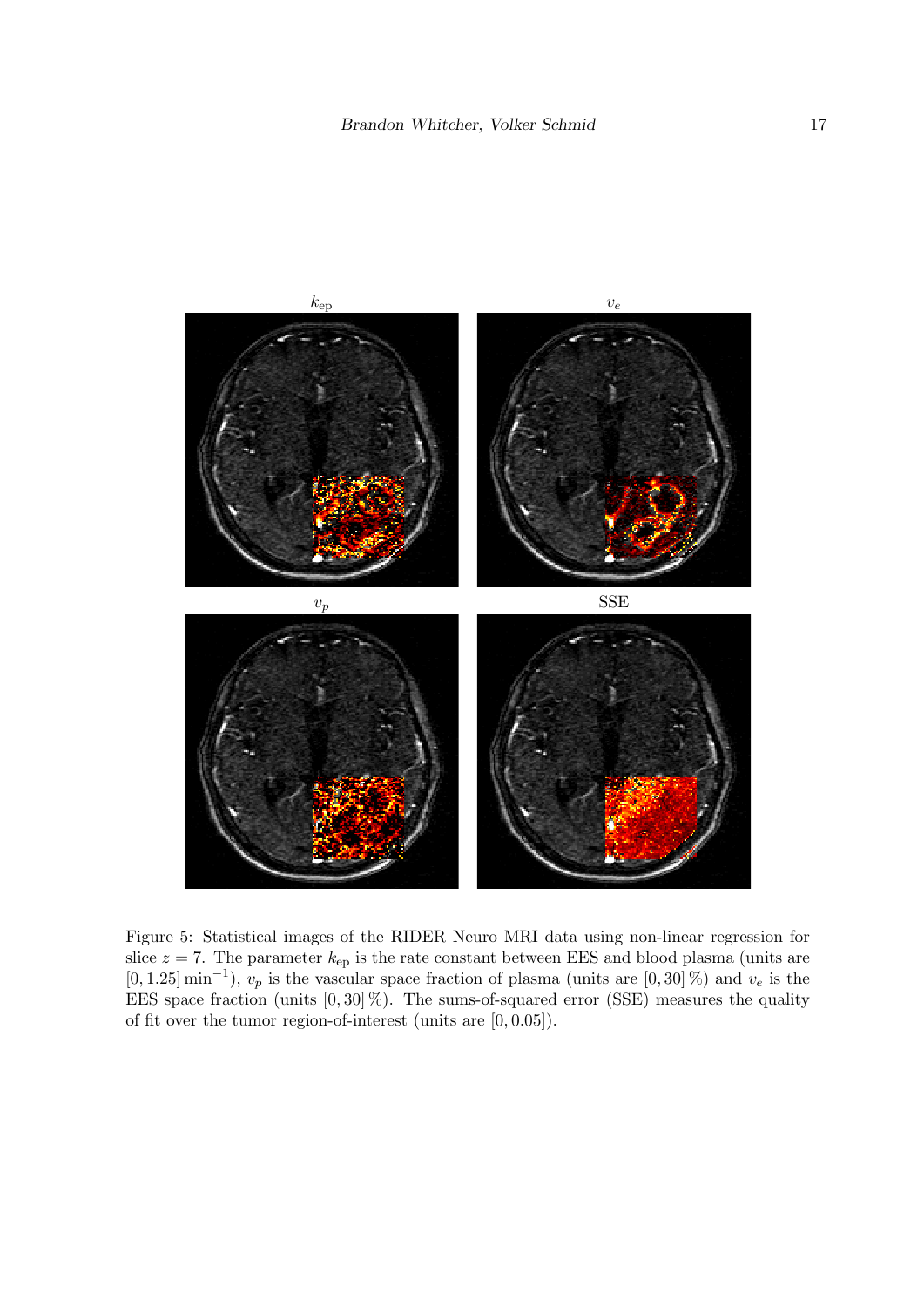$k_{\text{ep}}$ $v_e$

$v_p$ SSE

Figure 5: Statistical images of the RIDER Neuro MRI data using non-linear regression for slice $z = 7$. The parameter $k_{\text{ep}}$ is the rate constant between EES and blood plasma (units are $[0, 1.25]\,\text{min}^{-1}$), $v_p$ is the vascular space fraction of plasma (units are $[0, 30]\,\%$) and $v_e$ is the EES space fraction (units $[0, 30]\,\%$). The sums-of-squared error (SSE) measures the quality of fit over the tumor region-of-interest (units are $[0, 0.05]$).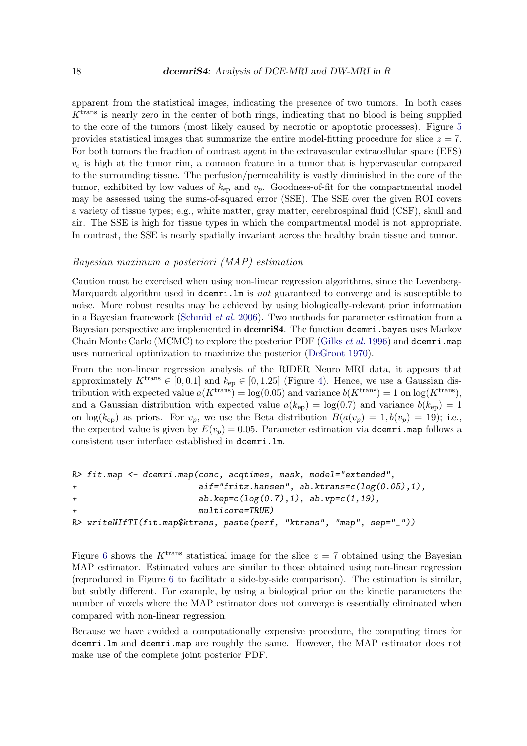apparent from the statistical images, indicating the presence of two tumors. In both cases $K^{\text{trans}}$ is nearly zero in the center of both rings, indicating that no blood is being supplied to the core of the tumors (most likely caused by necrotic or apoptotic processes). Figure 5 provides statistical images that summarize the entire model-fitting procedure for slice $z = 7$. For both tumors the fraction of contrast agent in the extravascular extracellular space (EES) $v_e$ is high at the tumor rim, a common feature in a tumor that is hypervascular compared to the surrounding tissue. The perfusion/permeability is vastly diminished in the core of the tumor, exhibited by low values of $k_{\text{ep}}$ and $v_p$. Goodness-of-fit for the compartmental model may be assessed using the sums-of-squared error (SSE). The SSE over the given ROI covers a variety of tissue types; e.g., white matter, gray matter, cerebrospinal fluid (CSF), skull and air. The SSE is high for tissue types in which the compartmental model is not appropriate. In contrast, the SSE is nearly spatially invariant across the healthy brain tissue and tumor.

*Bayesian maximum a posteriori (MAP) estimation*

Caution must be exercised when using non-linear regression algorithms, since the Levenberg-Marquardt algorithm used in `dcemri.lm` is *not* guaranteed to converge and is susceptible to noise. More robust results may be achieved by using biologically-relevant prior information in a Bayesian framework (Schmid *et al.* 2006). Two methods for parameter estimation from a Bayesian perspective are implemented in **dcemriS4**. The function `dcemri.bayes` uses Markov Chain Monte Carlo (MCMC) to explore the posterior PDF (Gilks *et al.* 1996) and `dcemri.map` uses numerical optimization to maximize the posterior (DeGroot 1970).

From the non-linear regression analysis of the RIDER Neuro MRI data, it appears that approximately $K^{\text{trans}} \in [0, 0.1]$ and $k_{\text{ep}} \in [0, 1.25]$ (Figure 4). Hence, we use a Gaussian distribution with expected value $a(K^{\text{trans}}) = \log(0.05)$ and variance $b(K^{\text{trans}}) = 1$ on $\log(K^{\text{trans}})$, and a Gaussian distribution with expected value $a(k_{\text{ep}}) = \log(0.7)$ and variance $b(k_{\text{ep}}) = 1$ on $\log(k_{\text{ep}})$ as priors. For $v_p$, we use the Beta distribution $B(a(v_p) = 1, b(v_p) = 19)$; i.e., the expected value is given by $E(v_p) = 0.05$. Parameter estimation via `dcemri.map` follows a consistent user interface established in `dcemri.lm`.

```
R> fit.map <- dcemri.map(conc, acqtimes, mask, model="extended",
+                        aif="fritz.hansen", ab.ktrans=c(log(0.05),1),
+                        ab.kep=c(log(0.7),1), ab.vp=c(1,19),
+                        multicore=TRUE)
R> writeNIfTI(fit.map$ktrans, paste(perf, "ktrans", "map", sep="_"))
```

Figure 6 shows the $K^{\text{trans}}$ statistical image for the slice $z = 7$ obtained using the Bayesian MAP estimator. Estimated values are similar to those obtained using non-linear regression (reproduced in Figure 6 to facilitate a side-by-side comparison). The estimation is similar, but subtly different. For example, by using a biological prior on the kinetic parameters the number of voxels where the MAP estimator does not converge is essentially eliminated when compared with non-linear regression.

Because we have avoided a computationally expensive procedure, the computing times for `dcemri.lm` and `dcemri.map` are roughly the same. However, the MAP estimator does not make use of the complete joint posterior PDF.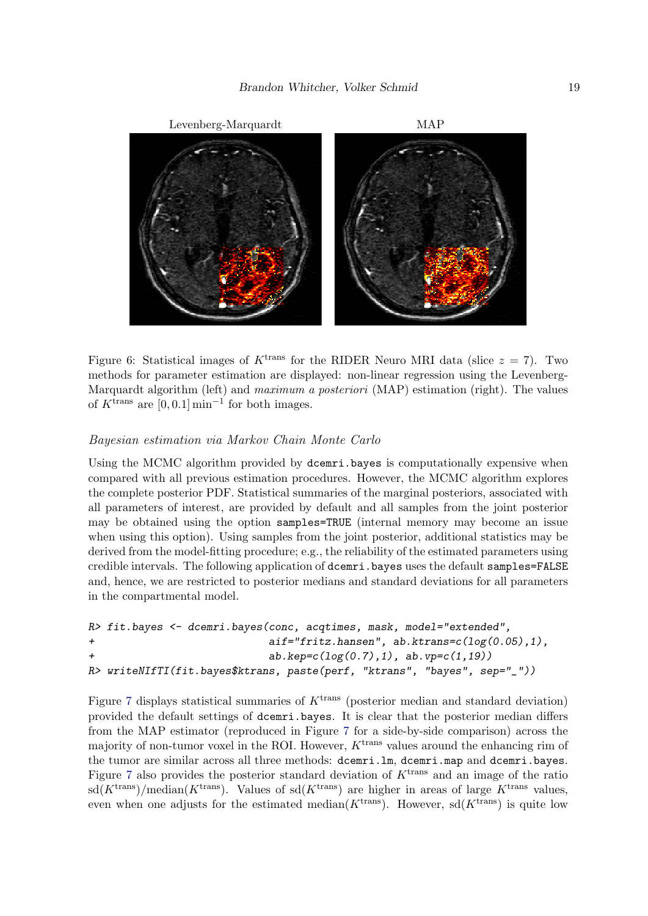Levenberg-Marquardt MAP

Figure 6: Statistical images of $K^{\text{trans}}$ for the RIDER Neuro MRI data (slice $z = 7$). Two methods for parameter estimation are displayed: non-linear regression using the Levenberg-Marquardt algorithm (left) and *maximum a posteriori* (MAP) estimation (right). The values of $K^{\text{trans}}$ are $[0, 0.1]\,\text{min}^{-1}$ for both images.

*Bayesian estimation via Markov Chain Monte Carlo*

Using the MCMC algorithm provided by `dcemri.bayes` is computationally expensive when compared with all previous estimation procedures. However, the MCMC algorithm explores the complete posterior PDF. Statistical summaries of the marginal posteriors, associated with all parameters of interest, are provided by default and all samples from the joint posterior may be obtained using the option `samples=TRUE` (internal memory may become an issue when using this option). Using samples from the joint posterior, additional statistics may be derived from the model-fitting procedure; e.g., the reliability of the estimated parameters using credible intervals. The following application of `dcemri.bayes` uses the default `samples=FALSE` and, hence, we are restricted to posterior medians and standard deviations for all parameters in the compartmental model.

```
R> fit.bayes <- dcemri.bayes(conc, acqtimes, mask, model="extended",
+                            aif="fritz.hansen", ab.ktrans=c(log(0.05),1),
+                            ab.kep=c(log(0.7),1), ab.vp=c(1,19))
R> writeNIfTI(fit.bayes$ktrans, paste(perf, "ktrans", "bayes", sep="_"))
```

Figure 7 displays statistical summaries of $K^{\text{trans}}$ (posterior median and standard deviation) provided the default settings of `dcemri.bayes`. It is clear that the posterior median differs from the MAP estimator (reproduced in Figure 7 for a side-by-side comparison) across the majority of non-tumor voxel in the ROI. However, $K^{\text{trans}}$ values around the enhancing rim of the tumor are similar across all three methods: `dcemri.lm`, `dcemri.map` and `dcemri.bayes`. Figure 7 also provides the posterior standard deviation of $K^{\text{trans}}$ and an image of the ratio $\text{sd}(K^{\text{trans}})/\text{median}(K^{\text{trans}})$. Values of $\text{sd}(K^{\text{trans}})$ are higher in areas of large $K^{\text{trans}}$ values, even when one adjusts for the estimated $\text{median}(K^{\text{trans}})$. However, $\text{sd}(K^{\text{trans}})$ is quite low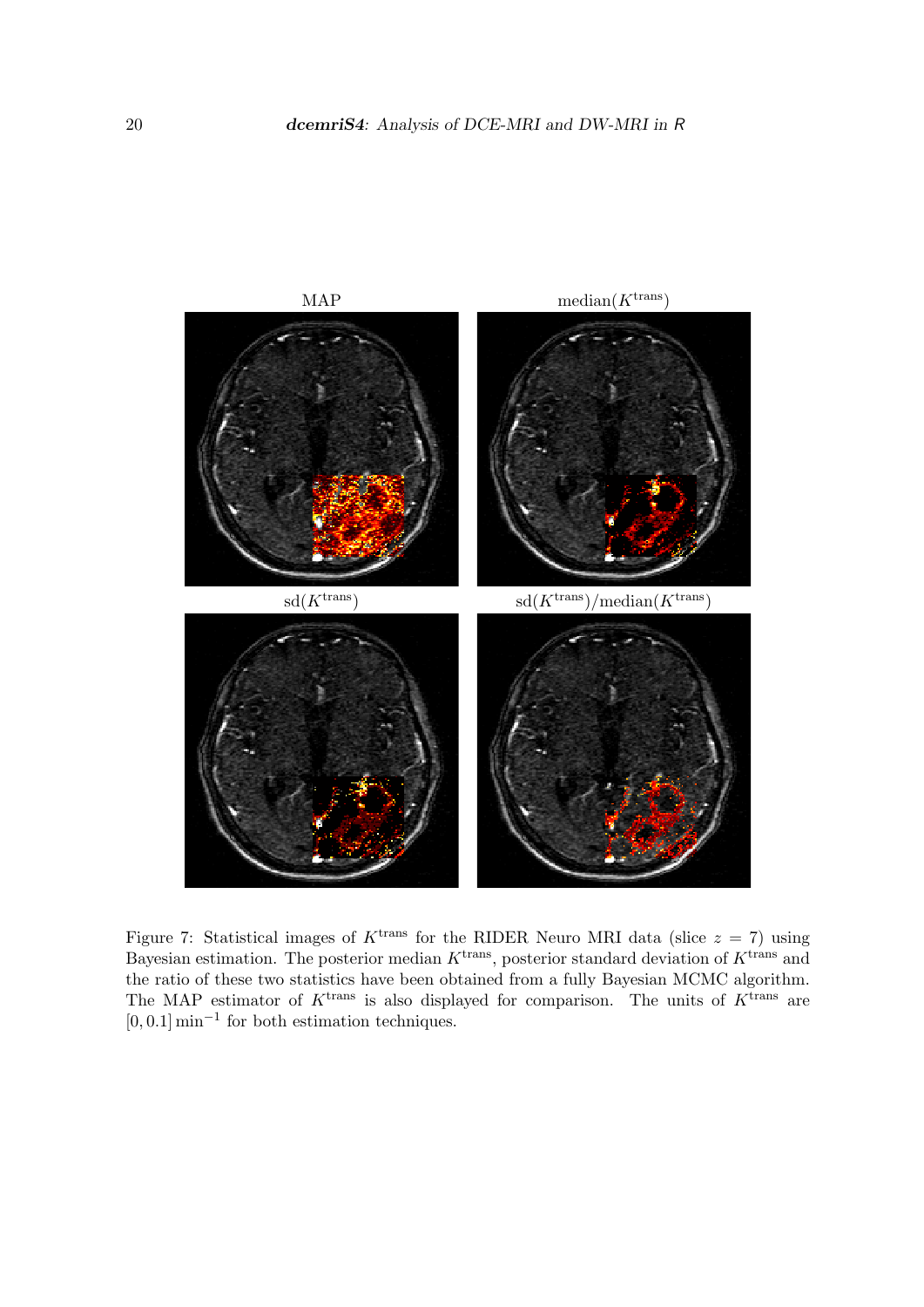Figure 7: Statistical images of $K^{\text{trans}}$ for the RIDER Neuro MRI data (slice $z = 7$) using Bayesian estimation. The posterior median $K^{\text{trans}}$, posterior standard deviation of $K^{\text{trans}}$ and the ratio of these two statistics have been obtained from a fully Bayesian MCMC algorithm. The MAP estimator of $K^{\text{trans}}$ is also displayed for comparison. The units of $K^{\text{trans}}$ are $[0, 0.1]\,\text{min}^{-1}$ for both estimation techniques.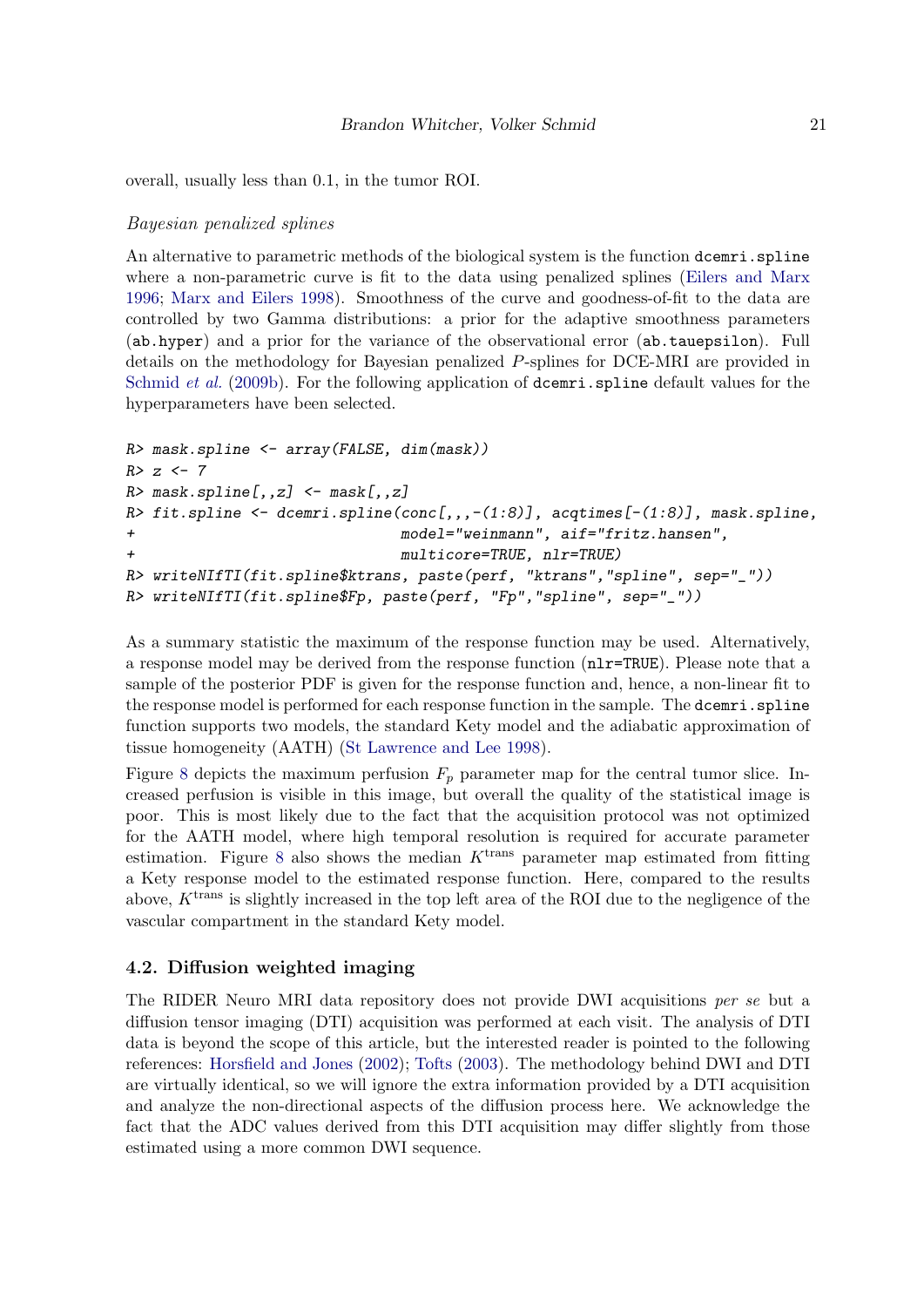overall, usually less than 0.1, in the tumor ROI.

*Bayesian penalized splines*

An alternative to parametric methods of the biological system is the function `dcemri.spline` where a non-parametric curve is fit to the data using penalized splines (Eilers and Marx 1996; Marx and Eilers 1998). Smoothness of the curve and goodness-of-fit to the data are controlled by two Gamma distributions: a prior for the adaptive smoothness parameters (`ab.hyper`) and a prior for the variance of the observational error (`ab.tauepsilon`). Full details on the methodology for Bayesian penalized $P$-splines for DCE-MRI are provided in Schmid *et al.* (2009b). For the following application of `dcemri.spline` default values for the hyperparameters have been selected.

```
R> mask.spline <- array(FALSE, dim(mask))
R> z <- 7
R> mask.spline[,,z] <- mask[,,z]
R> fit.spline <- dcemri.spline(conc[,,,-(1:8)], acqtimes[-(1:8)], mask.spline,
+                              model="weinmann", aif="fritz.hansen",
+                              multicore=TRUE, nlr=TRUE)
R> writeNIfTI(fit.spline$ktrans, paste(perf, "ktrans","spline", sep="_"))
R> writeNIfTI(fit.spline$Fp, paste(perf, "Fp","spline", sep="_"))
```

As a summary statistic the maximum of the response function may be used. Alternatively, a response model may be derived from the response function (`nlr=TRUE`). Please note that a sample of the posterior PDF is given for the response function and, hence, a non-linear fit to the response model is performed for each response function in the sample. The `dcemri.spline` function supports two models, the standard Kety model and the adiabatic approximation of tissue homogeneity (AATH) (St Lawrence and Lee 1998).

Figure 8 depicts the maximum perfusion $F_p$ parameter map for the central tumor slice. Increased perfusion is visible in this image, but overall the quality of the statistical image is poor. This is most likely due to the fact that the acquisition protocol was not optimized for the AATH model, where high temporal resolution is required for accurate parameter estimation. Figure 8 also shows the median $K^{\text{trans}}$ parameter map estimated from fitting a Kety response model to the estimated response function. Here, compared to the results above, $K^{\text{trans}}$ is slightly increased in the top left area of the ROI due to the negligence of the vascular compartment in the standard Kety model.

## 4.2. Diffusion weighted imaging

The RIDER Neuro MRI data repository does not provide DWI acquisitions *per se* but a diffusion tensor imaging (DTI) acquisition was performed at each visit. The analysis of DTI data is beyond the scope of this article, but the interested reader is pointed to the following references: Horsfield and Jones (2002); Tofts (2003). The methodology behind DWI and DTI are virtually identical, so we will ignore the extra information provided by a DTI acquisition and analyze the non-directional aspects of the diffusion process here. We acknowledge the fact that the ADC values derived from this DTI acquisition may differ slightly from those estimated using a more common DWI sequence.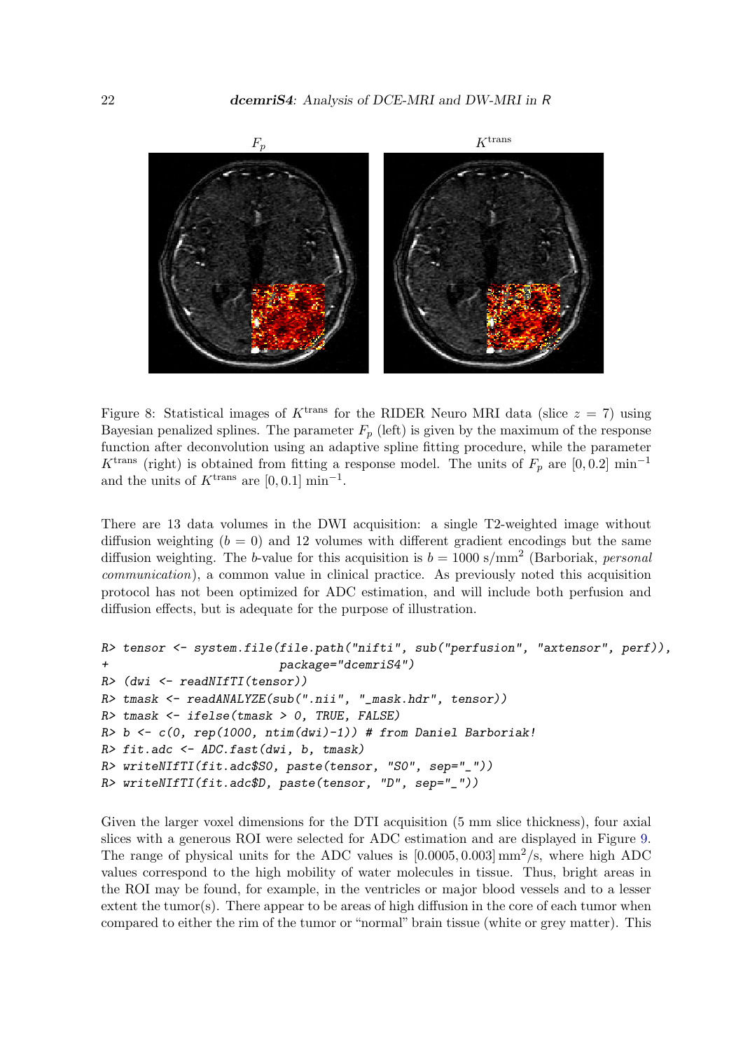Figure 8: Statistical images of $K^{\text{trans}}$ for the RIDER Neuro MRI data (slice $z = 7$) using Bayesian penalized splines. The parameter $F_p$ (left) is given by the maximum of the response function after deconvolution using an adaptive spline fitting procedure, while the parameter $K^{\text{trans}}$ (right) is obtained from fitting a response model. The units of $F_p$ are $[0, 0.2]$ min$^{-1}$ and the units of $K^{\text{trans}}$ are $[0, 0.1]$ min$^{-1}$.

There are 13 data volumes in the DWI acquisition: a single T2-weighted image without diffusion weighting ($b = 0$) and 12 volumes with different gradient encodings but the same diffusion weighting. The $b$-value for this acquisition is $b = 1000$ s/mm$^2$ (Barboriak, *personal communication*), a common value in clinical practice. As previously noted this acquisition protocol has not been optimized for ADC estimation, and will include both perfusion and diffusion effects, but is adequate for the purpose of illustration.

```
R> tensor <- system.file(file.path("nifti", sub("perfusion", "axtensor", perf)),
+                        package="dcemriS4")
R> (dwi <- readNIfTI(tensor))
R> tmask <- readANALYZE(sub(".nii", "_mask.hdr", tensor))
R> tmask <- ifelse(tmask > 0, TRUE, FALSE)
R> b <- c(0, rep(1000, ntim(dwi)-1)) # from Daniel Barboriak!
R> fit.adc <- ADC.fast(dwi, b, tmask)
R> writeNIfTI(fit.adc$S0, paste(tensor, "S0", sep="_"))
R> writeNIfTI(fit.adc$D, paste(tensor, "D", sep="_"))
```

Given the larger voxel dimensions for the DTI acquisition (5 mm slice thickness), four axial slices with a generous ROI were selected for ADC estimation and are displayed in Figure 9. The range of physical units for the ADC values is $[0.0005, 0.003]\,\text{mm}^2/\text{s}$, where high ADC values correspond to the high mobility of water molecules in tissue. Thus, bright areas in the ROI may be found, for example, in the ventricles or major blood vessels and to a lesser extent the tumor(s). There appear to be areas of high diffusion in the core of each tumor when compared to either the rim of the tumor or "normal" brain tissue (white or grey matter). This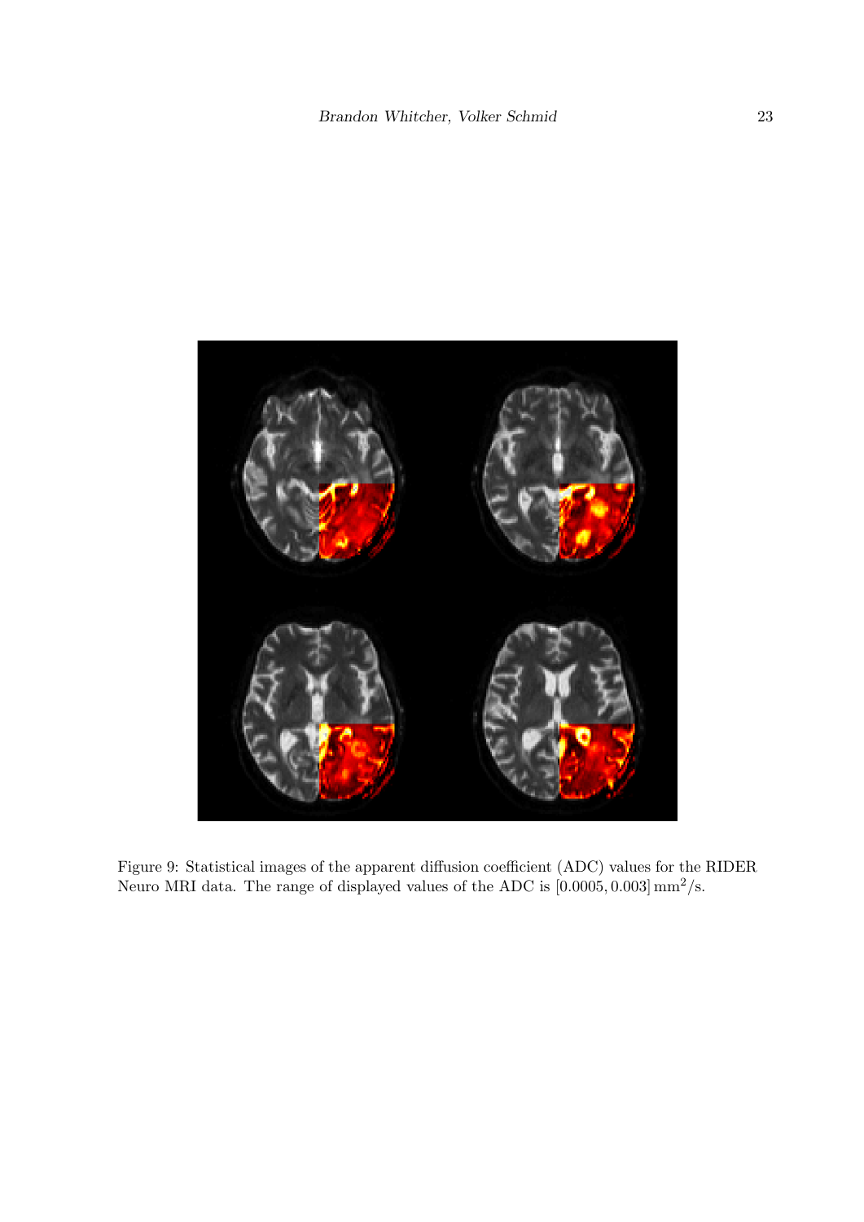Figure 9: Statistical images of the apparent diffusion coefficient (ADC) values for the RIDER Neuro MRI data. The range of displayed values of the ADC is $[0.0005, 0.003]\,\mathrm{mm}^2/\mathrm{s}$.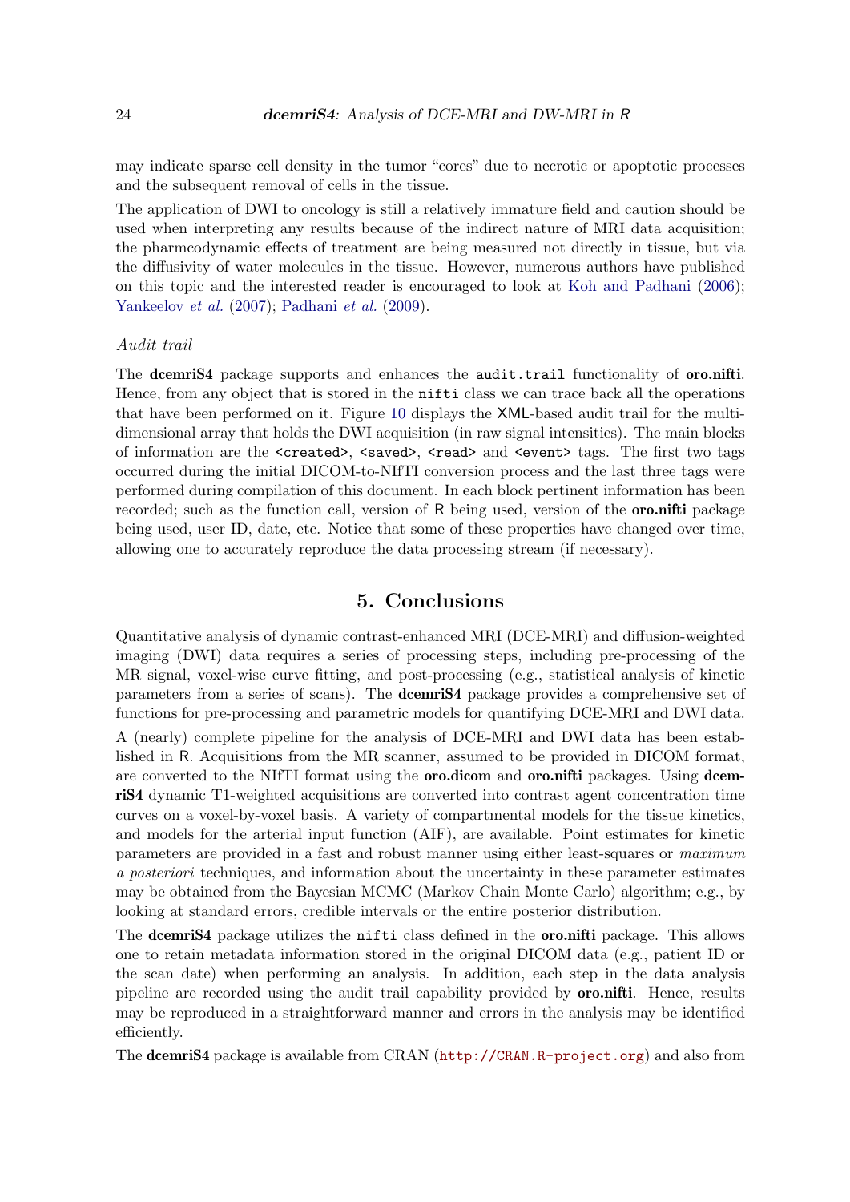may indicate sparse cell density in the tumor "cores" due to necrotic or apoptotic processes and the subsequent removal of cells in the tissue.

The application of DWI to oncology is still a relatively immature field and caution should be used when interpreting any results because of the indirect nature of MRI data acquisition; the pharmcodynamic effects of treatment are being measured not directly in tissue, but via the diffusivity of water molecules in the tissue. However, numerous authors have published on this topic and the interested reader is encouraged to look at Koh and Padhani (2006); Yankeelov *et al.* (2007); Padhani *et al.* (2009).

*Audit trail*

The **dcemriS4** package supports and enhances the `audit.trail` functionality of **oro.nifti**. Hence, from any object that is stored in the `nifti` class we can trace back all the operations that have been performed on it. Figure 10 displays the XML-based audit trail for the multi-dimensional array that holds the DWI acquisition (in raw signal intensities). The main blocks of information are the `<created>`, `<saved>`, `<read>` and `<event>` tags. The first two tags occurred during the initial DICOM-to-NIfTI conversion process and the last three tags were performed during compilation of this document. In each block pertinent information has been recorded; such as the function call, version of R being used, version of the **oro.nifti** package being used, user ID, date, etc. Notice that some of these properties have changed over time, allowing one to accurately reproduce the data processing stream (if necessary).

## 5. Conclusions

Quantitative analysis of dynamic contrast-enhanced MRI (DCE-MRI) and diffusion-weighted imaging (DWI) data requires a series of processing steps, including pre-processing of the MR signal, voxel-wise curve fitting, and post-processing (e.g., statistical analysis of kinetic parameters from a series of scans). The **dcemriS4** package provides a comprehensive set of functions for pre-processing and parametric models for quantifying DCE-MRI and DWI data.

A (nearly) complete pipeline for the analysis of DCE-MRI and DWI data has been established in R. Acquisitions from the MR scanner, assumed to be provided in DICOM format, are converted to the NIfTI format using the **oro.dicom** and **oro.nifti** packages. Using **dcemriS4** dynamic T1-weighted acquisitions are converted into contrast agent concentration time curves on a voxel-by-voxel basis. A variety of compartmental models for the tissue kinetics, and models for the arterial input function (AIF), are available. Point estimates for kinetic parameters are provided in a fast and robust manner using either least-squares or *maximum a posteriori* techniques, and information about the uncertainty in these parameter estimates may be obtained from the Bayesian MCMC (Markov Chain Monte Carlo) algorithm; e.g., by looking at standard errors, credible intervals or the entire posterior distribution.

The **dcemriS4** package utilizes the `nifti` class defined in the **oro.nifti** package. This allows one to retain metadata information stored in the original DICOM data (e.g., patient ID or the scan date) when performing an analysis. In addition, each step in the data analysis pipeline are recorded using the audit trail capability provided by **oro.nifti**. Hence, results may be reproduced in a straightforward manner and errors in the analysis may be identified efficiently.

The **dcemriS4** package is available from CRAN (`http://CRAN.R-project.org`) and also from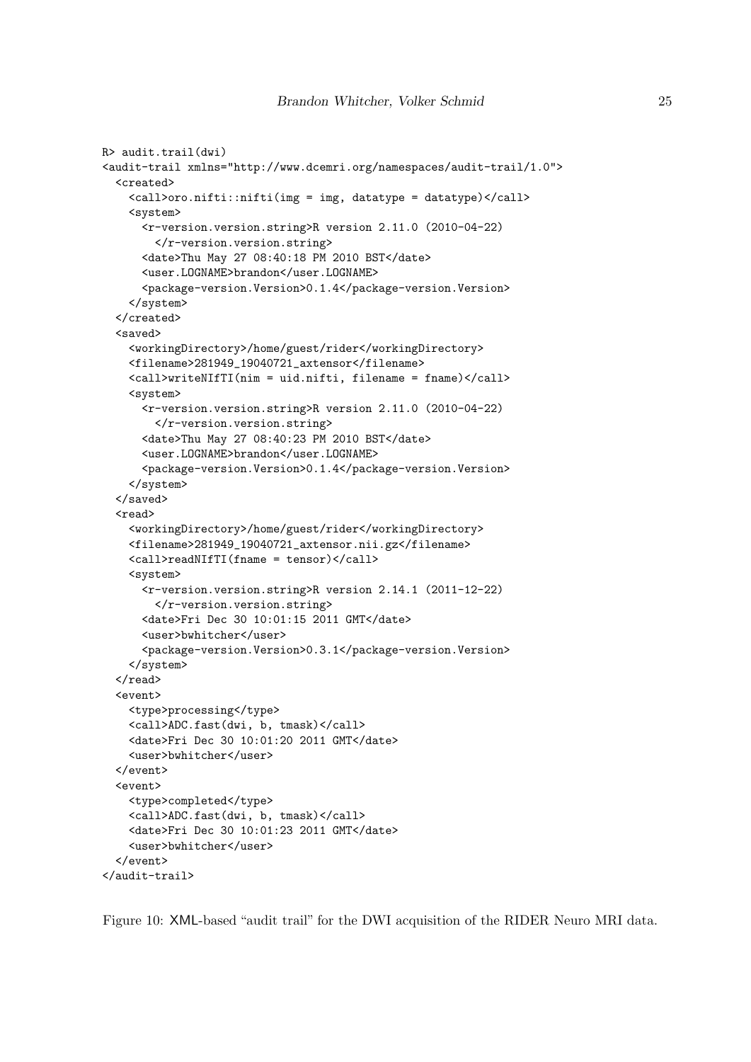```
R> audit.trail(dwi)
<audit-trail xmlns="http://www.dcemri.org/namespaces/audit-trail/1.0">
  <created>
    <call>oro.nifti::nifti(img = img, datatype = datatype)</call>
    <system>
      <r-version.version.string>R version 2.11.0 (2010-04-22)
        </r-version.version.string>
      <date>Thu May 27 08:40:18 PM 2010 BST</date>
      <user.LOGNAME>brandon</user.LOGNAME>
      <package-version.Version>0.1.4</package-version.Version>
    </system>
  </created>
  <saved>
    <workingDirectory>/home/guest/rider</workingDirectory>
    <filename>281949_19040721_axtensor</filename>
    <call>writeNIfTI(nim = uid.nifti, filename = fname)</call>
    <system>
      <r-version.version.string>R version 2.11.0 (2010-04-22)
        </r-version.version.string>
      <date>Thu May 27 08:40:23 PM 2010 BST</date>
      <user.LOGNAME>brandon</user.LOGNAME>
      <package-version.Version>0.1.4</package-version.Version>
    </system>
  </saved>
  <read>
    <workingDirectory>/home/guest/rider</workingDirectory>
    <filename>281949_19040721_axtensor.nii.gz</filename>
    <call>readNIfTI(fname = tensor)</call>
    <system>
      <r-version.version.string>R version 2.14.1 (2011-12-22)
        </r-version.version.string>
      <date>Fri Dec 30 10:01:15 2011 GMT</date>
      <user>bwhitcher</user>
      <package-version.Version>0.3.1</package-version.Version>
    </system>
  </read>
  <event>
    <type>processing</type>
    <call>ADC.fast(dwi, b, tmask)</call>
    <date>Fri Dec 30 10:01:20 2011 GMT</date>
    <user>bwhitcher</user>
  </event>
  <event>
    <type>completed</type>
    <call>ADC.fast(dwi, b, tmask)</call>
    <date>Fri Dec 30 10:01:23 2011 GMT</date>
    <user>bwhitcher</user>
  </event>
</audit-trail>
```

Figure 10: XML-based "audit trail" for the DWI acquisition of the RIDER Neuro MRI data.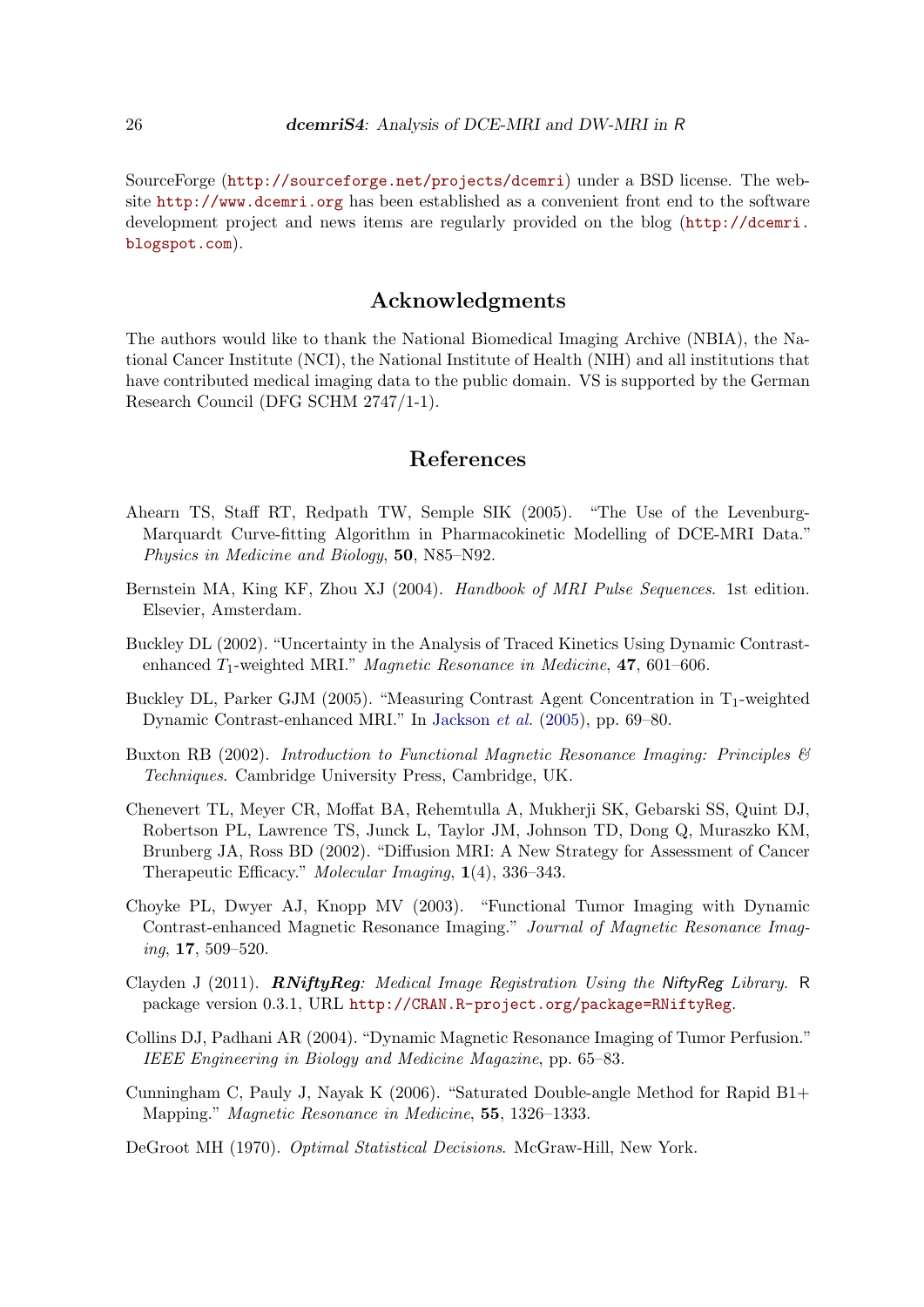SourceForge (http://sourceforge.net/projects/dcemri) under a BSD license. The website http://www.dcemri.org has been established as a convenient front end to the software development project and news items are regularly provided on the blog (http://dcemri.blogspot.com).

## Acknowledgments

The authors would like to thank the National Biomedical Imaging Archive (NBIA), the National Cancer Institute (NCI), the National Institute of Health (NIH) and all institutions that have contributed medical imaging data to the public domain. VS is supported by the German Research Council (DFG SCHM 2747/1-1).

## References

Ahearn TS, Staff RT, Redpath TW, Semple SIK (2005). "The Use of the Levenburg-Marquardt Curve-fitting Algorithm in Pharmacokinetic Modelling of DCE-MRI Data." *Physics in Medicine and Biology*, **50**, N85–N92.

Bernstein MA, King KF, Zhou XJ (2004). *Handbook of MRI Pulse Sequences*. 1st edition. Elsevier, Amsterdam.

Buckley DL (2002). "Uncertainty in the Analysis of Traced Kinetics Using Dynamic Contrast-enhanced $T_1$-weighted MRI." *Magnetic Resonance in Medicine*, **47**, 601–606.

Buckley DL, Parker GJM (2005). "Measuring Contrast Agent Concentration in $T_1$-weighted Dynamic Contrast-enhanced MRI." In Jackson *et al.* (2005), pp. 69–80.

Buxton RB (2002). *Introduction to Functional Magnetic Resonance Imaging: Principles & Techniques*. Cambridge University Press, Cambridge, UK.

Chenevert TL, Meyer CR, Moffat BA, Rehemtulla A, Mukherji SK, Gebarski SS, Quint DJ, Robertson PL, Lawrence TS, Junck L, Taylor JM, Johnson TD, Dong Q, Muraszko KM, Brunberg JA, Ross BD (2002). "Diffusion MRI: A New Strategy for Assessment of Cancer Therapeutic Efficacy." *Molecular Imaging*, **1**(4), 336–343.

Choyke PL, Dwyer AJ, Knopp MV (2003). "Functional Tumor Imaging with Dynamic Contrast-enhanced Magnetic Resonance Imaging." *Journal of Magnetic Resonance Imaging*, **17**, 509–520.

Clayden J (2011). ***RNiftyReg**: Medical Image Registration Using the NiftyReg Library*. R package version 0.3.1, URL http://CRAN.R-project.org/package=RNiftyReg.

Collins DJ, Padhani AR (2004). "Dynamic Magnetic Resonance Imaging of Tumor Perfusion." *IEEE Engineering in Biology and Medicine Magazine*, pp. 65–83.

Cunningham C, Pauly J, Nayak K (2006). "Saturated Double-angle Method for Rapid B1+ Mapping." *Magnetic Resonance in Medicine*, **55**, 1326–1333.

DeGroot MH (1970). *Optimal Statistical Decisions*. McGraw-Hill, New York.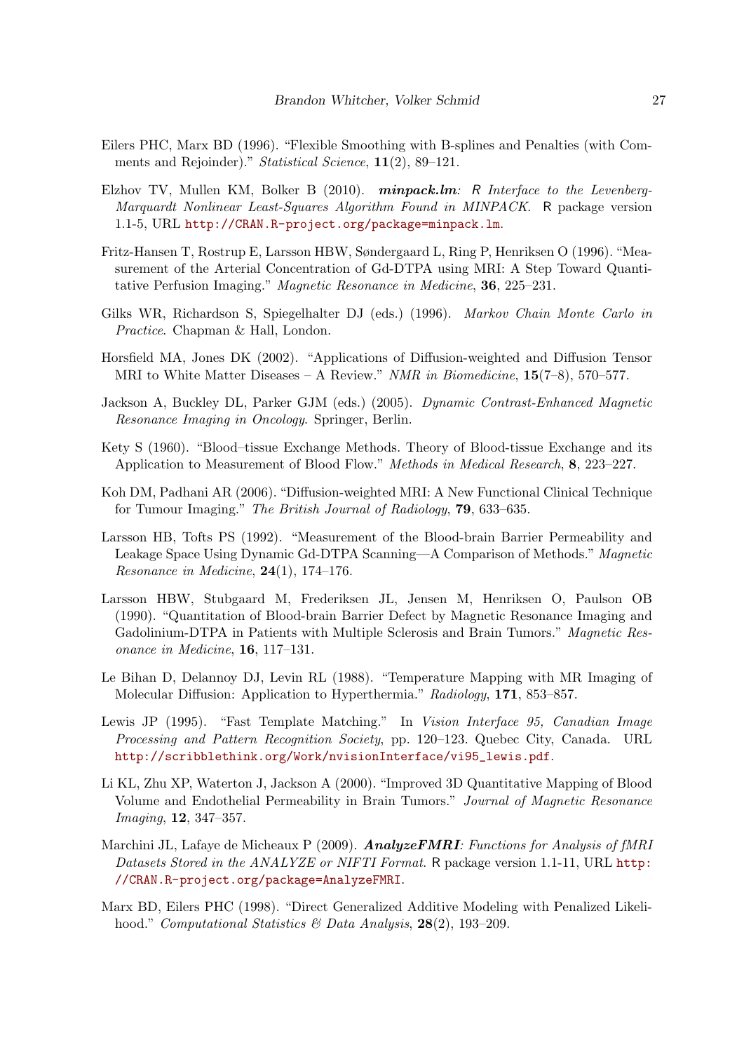Eilers PHC, Marx BD (1996). "Flexible Smoothing with B-splines and Penalties (with Comments and Rejoinder)." *Statistical Science*, **11**(2), 89–121.

Elzhov TV, Mullen KM, Bolker B (2010). ***minpack.lm**: R Interface to the Levenberg-Marquardt Nonlinear Least-Squares Algorithm Found in MINPACK*. R package version 1.1-5, URL http://CRAN.R-project.org/package=minpack.lm.

Fritz-Hansen T, Rostrup E, Larsson HBW, Søndergaard L, Ring P, Henriksen O (1996). "Measurement of the Arterial Concentration of Gd-DTPA using MRI: A Step Toward Quantitative Perfusion Imaging." *Magnetic Resonance in Medicine*, **36**, 225–231.

Gilks WR, Richardson S, Spiegelhalter DJ (eds.) (1996). *Markov Chain Monte Carlo in Practice*. Chapman & Hall, London.

Horsfield MA, Jones DK (2002). "Applications of Diffusion-weighted and Diffusion Tensor MRI to White Matter Diseases – A Review." *NMR in Biomedicine*, **15**(7–8), 570–577.

Jackson A, Buckley DL, Parker GJM (eds.) (2005). *Dynamic Contrast-Enhanced Magnetic Resonance Imaging in Oncology*. Springer, Berlin.

Kety S (1960). "Blood–tissue Exchange Methods. Theory of Blood-tissue Exchange and its Application to Measurement of Blood Flow." *Methods in Medical Research*, **8**, 223–227.

Koh DM, Padhani AR (2006). "Diffusion-weighted MRI: A New Functional Clinical Technique for Tumour Imaging." *The British Journal of Radiology*, **79**, 633–635.

Larsson HB, Tofts PS (1992). "Measurement of the Blood-brain Barrier Permeability and Leakage Space Using Dynamic Gd-DTPA Scanning—A Comparison of Methods." *Magnetic Resonance in Medicine*, **24**(1), 174–176.

Larsson HBW, Stubgaard M, Frederiksen JL, Jensen M, Henriksen O, Paulson OB (1990). "Quantitation of Blood-brain Barrier Defect by Magnetic Resonance Imaging and Gadolinium-DTPA in Patients with Multiple Sclerosis and Brain Tumors." *Magnetic Resonance in Medicine*, **16**, 117–131.

Le Bihan D, Delannoy DJ, Levin RL (1988). "Temperature Mapping with MR Imaging of Molecular Diffusion: Application to Hyperthermia." *Radiology*, **171**, 853–857.

Lewis JP (1995). "Fast Template Matching." In *Vision Interface 95, Canadian Image Processing and Pattern Recognition Society*, pp. 120–123. Quebec City, Canada. URL http://scribblethink.org/Work/nvisionInterface/vi95_lewis.pdf.

Li KL, Zhu XP, Waterton J, Jackson A (2000). "Improved 3D Quantitative Mapping of Blood Volume and Endothelial Permeability in Brain Tumors." *Journal of Magnetic Resonance Imaging*, **12**, 347–357.

Marchini JL, Lafaye de Micheaux P (2009). ***AnalyzeFMRI**: Functions for Analysis of fMRI Datasets Stored in the ANALYZE or NIFTI Format*. R package version 1.1-11, URL http://CRAN.R-project.org/package=AnalyzeFMRI.

Marx BD, Eilers PHC (1998). "Direct Generalized Additive Modeling with Penalized Likelihood." *Computational Statistics & Data Analysis*, **28**(2), 193–209.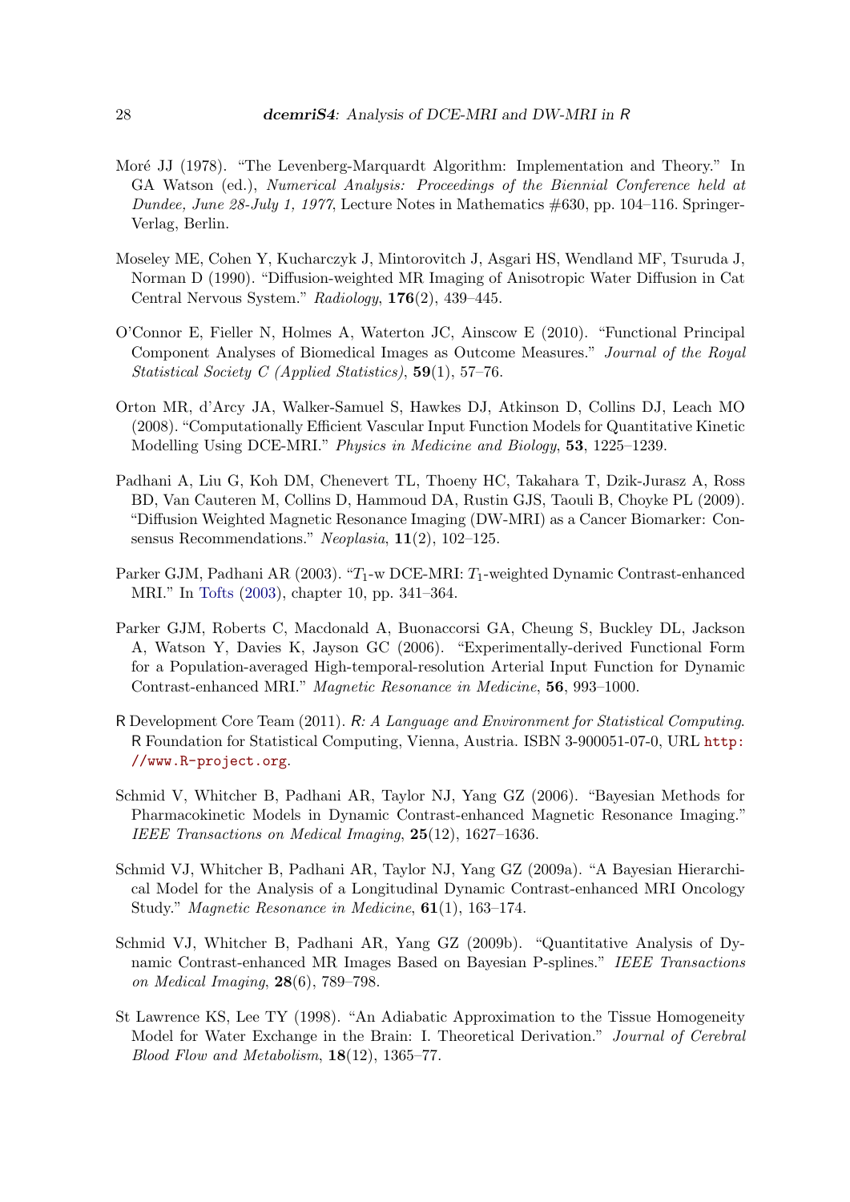Moré JJ (1978). "The Levenberg-Marquardt Algorithm: Implementation and Theory." In GA Watson (ed.), *Numerical Analysis: Proceedings of the Biennial Conference held at Dundee, June 28-July 1, 1977*, Lecture Notes in Mathematics #630, pp. 104–116. Springer-Verlag, Berlin.

Moseley ME, Cohen Y, Kucharczyk J, Mintorovitch J, Asgari HS, Wendland MF, Tsuruda J, Norman D (1990). "Diffusion-weighted MR Imaging of Anisotropic Water Diffusion in Cat Central Nervous System." *Radiology*, **176**(2), 439–445.

O'Connor E, Fieller N, Holmes A, Waterton JC, Ainscow E (2010). "Functional Principal Component Analyses of Biomedical Images as Outcome Measures." *Journal of the Royal Statistical Society C (Applied Statistics)*, **59**(1), 57–76.

Orton MR, d'Arcy JA, Walker-Samuel S, Hawkes DJ, Atkinson D, Collins DJ, Leach MO (2008). "Computationally Efficient Vascular Input Function Models for Quantitative Kinetic Modelling Using DCE-MRI." *Physics in Medicine and Biology*, **53**, 1225–1239.

Padhani A, Liu G, Koh DM, Chenevert TL, Thoeny HC, Takahara T, Dzik-Jurasz A, Ross BD, Van Cauteren M, Collins D, Hammoud DA, Rustin GJS, Taouli B, Choyke PL (2009). "Diffusion Weighted Magnetic Resonance Imaging (DW-MRI) as a Cancer Biomarker: Consensus Recommendations." *Neoplasia*, **11**(2), 102–125.

Parker GJM, Padhani AR (2003). "$T_1$-w DCE-MRI: $T_1$-weighted Dynamic Contrast-enhanced MRI." In Tofts (2003), chapter 10, pp. 341–364.

Parker GJM, Roberts C, Macdonald A, Buonaccorsi GA, Cheung S, Buckley DL, Jackson A, Watson Y, Davies K, Jayson GC (2006). "Experimentally-derived Functional Form for a Population-averaged High-temporal-resolution Arterial Input Function for Dynamic Contrast-enhanced MRI." *Magnetic Resonance in Medicine*, **56**, 993–1000.

R Development Core Team (2011). *R: A Language and Environment for Statistical Computing*. R Foundation for Statistical Computing, Vienna, Austria. ISBN 3-900051-07-0, URL http://www.R-project.org.

Schmid V, Whitcher B, Padhani AR, Taylor NJ, Yang GZ (2006). "Bayesian Methods for Pharmacokinetic Models in Dynamic Contrast-enhanced Magnetic Resonance Imaging." *IEEE Transactions on Medical Imaging*, **25**(12), 1627–1636.

Schmid VJ, Whitcher B, Padhani AR, Taylor NJ, Yang GZ (2009a). "A Bayesian Hierarchical Model for the Analysis of a Longitudinal Dynamic Contrast-enhanced MRI Oncology Study." *Magnetic Resonance in Medicine*, **61**(1), 163–174.

Schmid VJ, Whitcher B, Padhani AR, Yang GZ (2009b). "Quantitative Analysis of Dynamic Contrast-enhanced MR Images Based on Bayesian P-splines." *IEEE Transactions on Medical Imaging*, **28**(6), 789–798.

St Lawrence KS, Lee TY (1998). "An Adiabatic Approximation to the Tissue Homogeneity Model for Water Exchange in the Brain: I. Theoretical Derivation." *Journal of Cerebral Blood Flow and Metabolism*, **18**(12), 1365–77.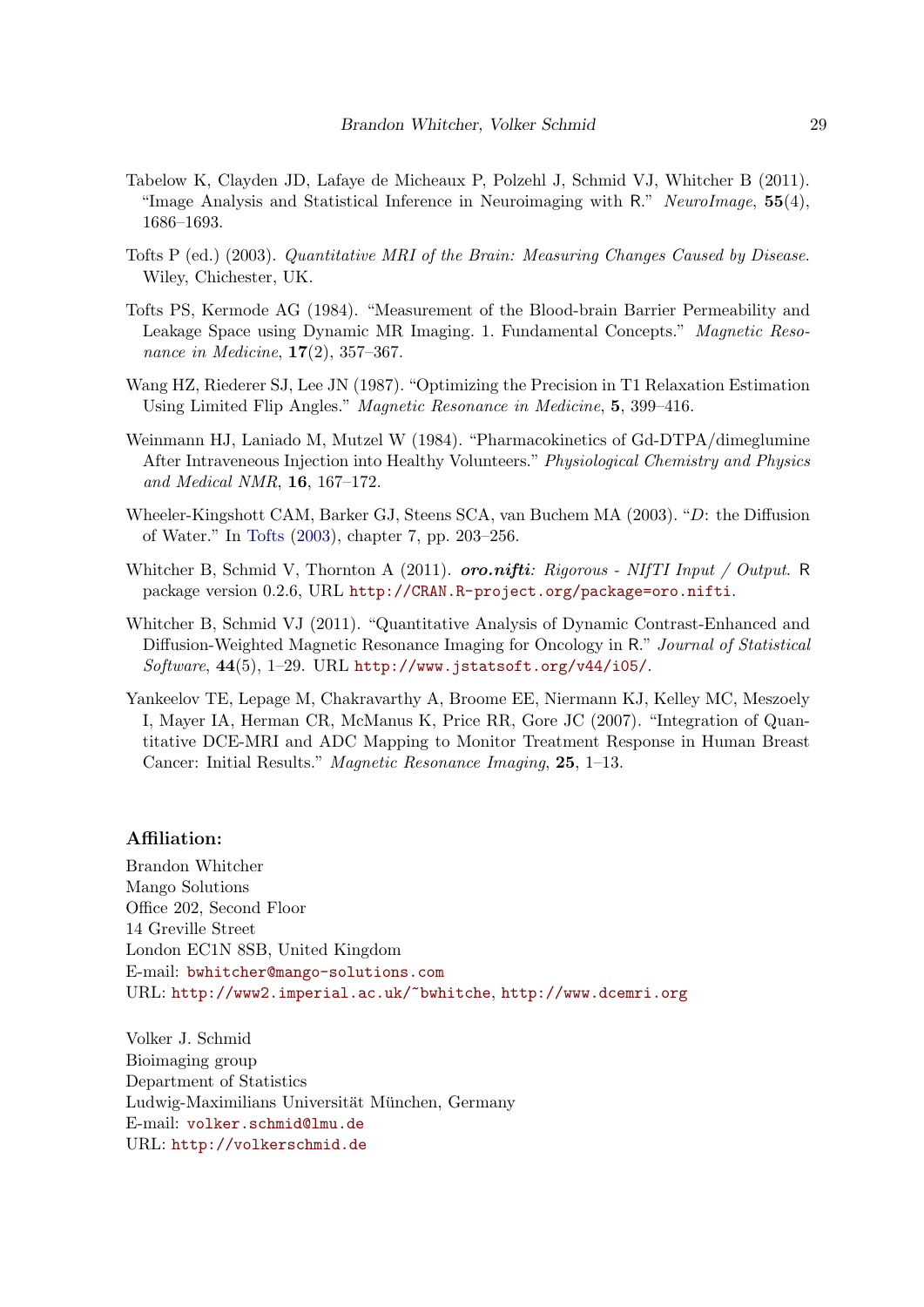Tabelow K, Clayden JD, Lafaye de Micheaux P, Polzehl J, Schmid VJ, Whitcher B (2011). "Image Analysis and Statistical Inference in Neuroimaging with R." *NeuroImage*, **55**(4), 1686–1693.

Tofts P (ed.) (2003). *Quantitative MRI of the Brain: Measuring Changes Caused by Disease*. Wiley, Chichester, UK.

Tofts PS, Kermode AG (1984). "Measurement of the Blood-brain Barrier Permeability and Leakage Space using Dynamic MR Imaging. 1. Fundamental Concepts." *Magnetic Resonance in Medicine*, **17**(2), 357–367.

Wang HZ, Riederer SJ, Lee JN (1987). "Optimizing the Precision in T1 Relaxation Estimation Using Limited Flip Angles." *Magnetic Resonance in Medicine*, **5**, 399–416.

Weinmann HJ, Laniado M, Mutzel W (1984). "Pharmacokinetics of Gd-DTPA/dimeglumine After Intraveneous Injection into Healthy Volunteers." *Physiological Chemistry and Physics and Medical NMR*, **16**, 167–172.

Wheeler-Kingshott CAM, Barker GJ, Steens SCA, van Buchem MA (2003). "*D*: the Diffusion of Water." In Tofts (2003), chapter 7, pp. 203–256.

Whitcher B, Schmid V, Thornton A (2011). ***oro.nifti****: Rigorous - NIfTI Input / Output*. R package version 0.2.6, URL http://CRAN.R-project.org/package=oro.nifti.

Whitcher B, Schmid VJ (2011). "Quantitative Analysis of Dynamic Contrast-Enhanced and Diffusion-Weighted Magnetic Resonance Imaging for Oncology in R." *Journal of Statistical Software*, **44**(5), 1–29. URL http://www.jstatsoft.org/v44/i05/.

Yankeelov TE, Lepage M, Chakravarthy A, Broome EE, Niermann KJ, Kelley MC, Meszoely I, Mayer IA, Herman CR, McManus K, Price RR, Gore JC (2007). "Integration of Quantitative DCE-MRI and ADC Mapping to Monitor Treatment Response in Human Breast Cancer: Initial Results." *Magnetic Resonance Imaging*, **25**, 1–13.

### Affiliation:

Brandon Whitcher
Mango Solutions
Office 202, Second Floor
14 Greville Street
London EC1N 8SB, United Kingdom
E-mail: bwhitcher@mango-solutions.com
URL: http://www2.imperial.ac.uk/~bwhitche, http://www.dcemri.org

Volker J. Schmid
Bioimaging group
Department of Statistics
Ludwig-Maximilians Universität München, Germany
E-mail: volker.schmid@lmu.de
URL: http://volkerschmid.de